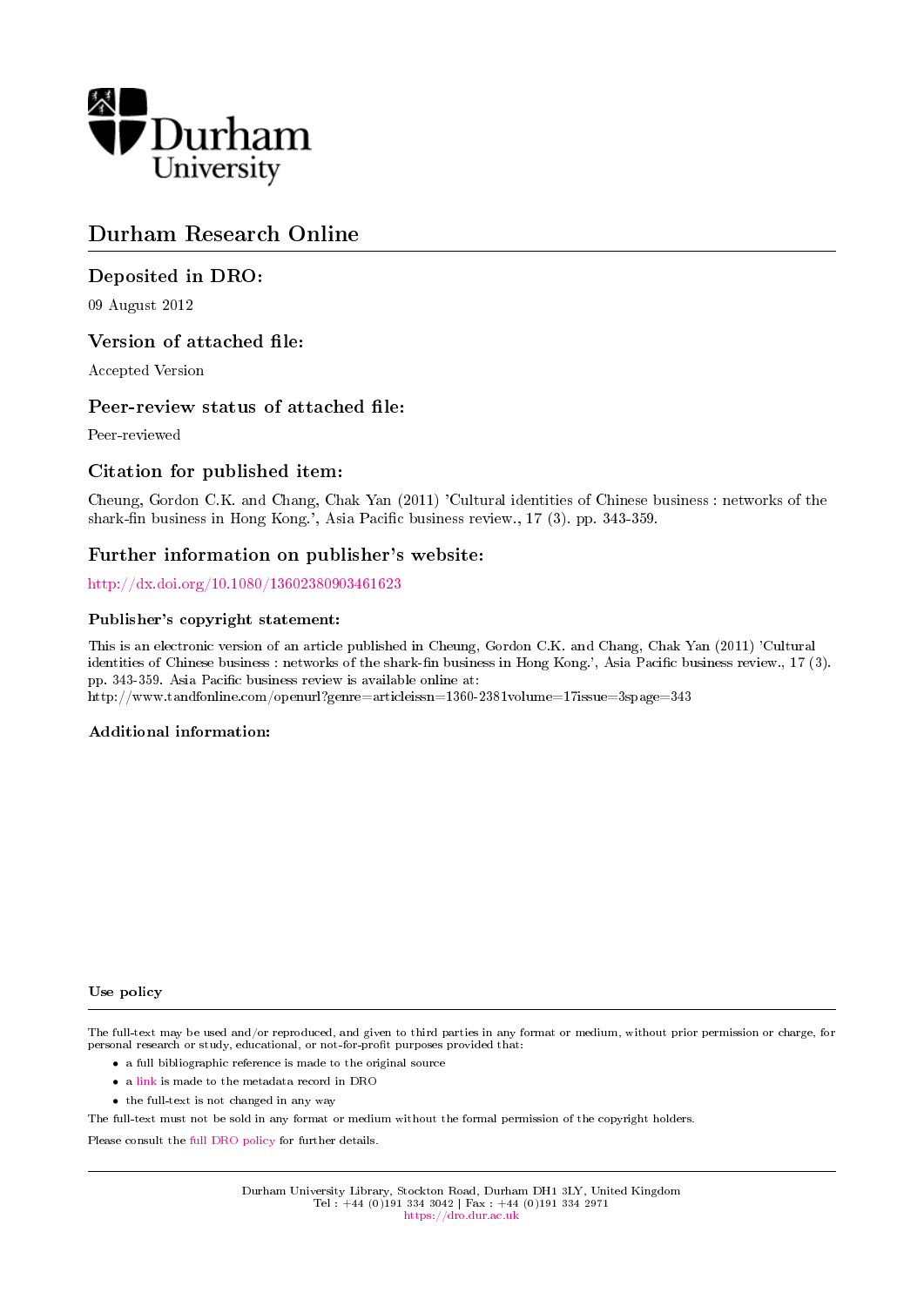Durham University

# Durham Research Online

## Deposited in DRO:

09 August 2012

## Version of attached file:

Accepted Version

## Peer-review status of attached file:

Peer-reviewed

## Citation for published item:

Cheung, Gordon C.K. and Chang, Chak Yan (2011) 'Cultural identities of Chinese business : networks of the shark-fin business in Hong Kong.', Asia Pacific business review., 17 (3). pp. 343-359.

## Further information on publisher's website:

http://dx.doi.org/10.1080/13602380903461623

### Publisher's copyright statement:

This is an electronic version of an article published in Cheung, Gordon C.K. and Chang, Chak Yan (2011) 'Cultural identities of Chinese business : networks of the shark-fin business in Hong Kong.', Asia Pacific business review., 17 (3). pp. 343-359. Asia Pacific business review is available online at: http://www.tandfonline.com/openurl?genre=articleissn=1360-2381volume=17issue=3spage=343

### Additional information:

#### Use policy

The full-text may be used and/or reproduced, and given to third parties in any format or medium, without prior permission or charge, for personal research or study, educational, or not-for-profit purposes provided that:

- a full bibliographic reference is made to the original source
- a link is made to the metadata record in DRO
- the full-text is not changed in any way

The full-text must not be sold in any format or medium without the formal permission of the copyright holders.

Please consult the full DRO policy for further details.

Durham University Library, Stockton Road, Durham DH1 3LY, United Kingdom
Tel : +44 (0)191 334 3042 | Fax : +44 (0)191 334 2971
https://dro.dur.ac.uk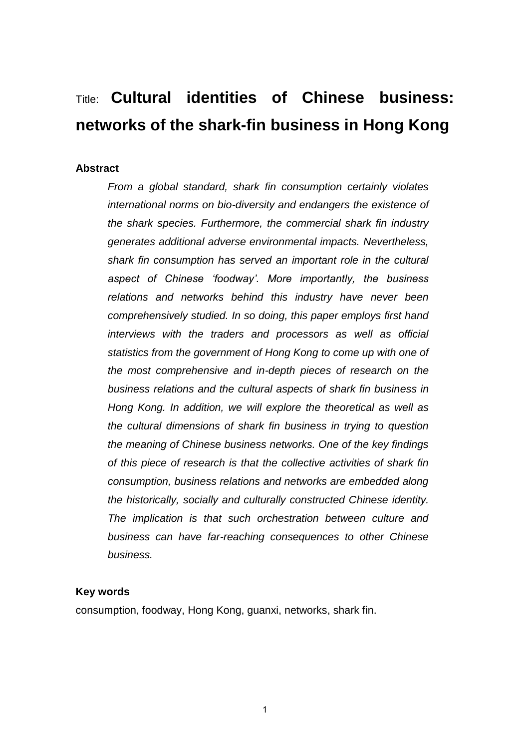# Title: **Cultural identities of Chinese business: networks of the shark-fin business in Hong Kong**

**Abstract**

*From a global standard, shark fin consumption certainly violates international norms on bio-diversity and endangers the existence of the shark species. Furthermore, the commercial shark fin industry generates additional adverse environmental impacts. Nevertheless, shark fin consumption has served an important role in the cultural aspect of Chinese 'foodway'. More importantly, the business relations and networks behind this industry have never been comprehensively studied. In so doing, this paper employs first hand interviews with the traders and processors as well as official statistics from the government of Hong Kong to come up with one of the most comprehensive and in-depth pieces of research on the business relations and the cultural aspects of shark fin business in Hong Kong. In addition, we will explore the theoretical as well as the cultural dimensions of shark fin business in trying to question the meaning of Chinese business networks. One of the key findings of this piece of research is that the collective activities of shark fin consumption, business relations and networks are embedded along the historically, socially and culturally constructed Chinese identity. The implication is that such orchestration between culture and business can have far-reaching consequences to other Chinese business.*

**Key words**

consumption, foodway, Hong Kong, guanxi, networks, shark fin.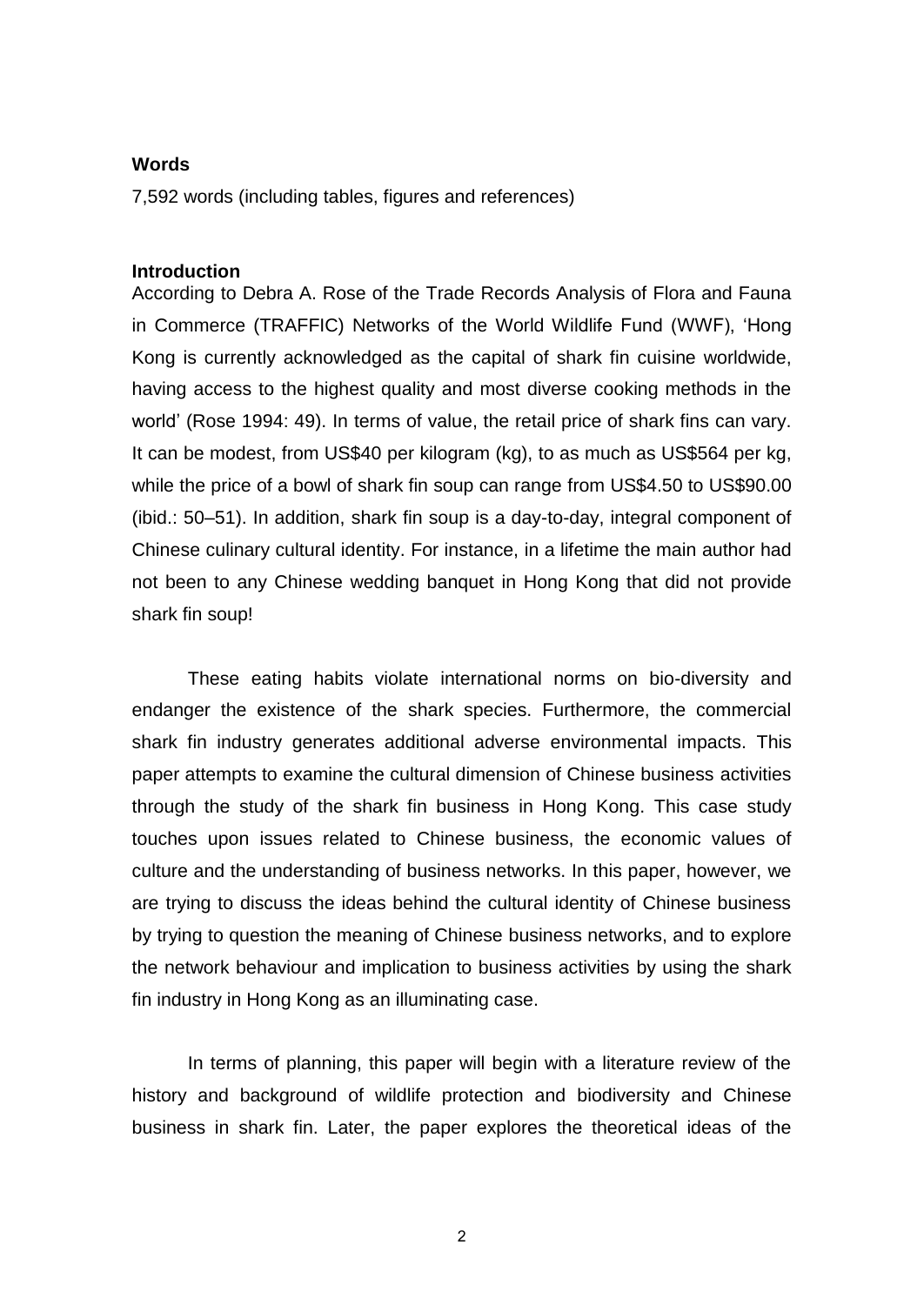**Words**

7,592 words (including tables, figures and references)

**Introduction**

According to Debra A. Rose of the Trade Records Analysis of Flora and Fauna in Commerce (TRAFFIC) Networks of the World Wildlife Fund (WWF), 'Hong Kong is currently acknowledged as the capital of shark fin cuisine worldwide, having access to the highest quality and most diverse cooking methods in the world' (Rose 1994: 49). In terms of value, the retail price of shark fins can vary. It can be modest, from US$40 per kilogram (kg), to as much as US$564 per kg, while the price of a bowl of shark fin soup can range from US$4.50 to US$90.00 (ibid.: 50–51). In addition, shark fin soup is a day-to-day, integral component of Chinese culinary cultural identity. For instance, in a lifetime the main author had not been to any Chinese wedding banquet in Hong Kong that did not provide shark fin soup!

These eating habits violate international norms on bio-diversity and endanger the existence of the shark species. Furthermore, the commercial shark fin industry generates additional adverse environmental impacts. This paper attempts to examine the cultural dimension of Chinese business activities through the study of the shark fin business in Hong Kong. This case study touches upon issues related to Chinese business, the economic values of culture and the understanding of business networks. In this paper, however, we are trying to discuss the ideas behind the cultural identity of Chinese business by trying to question the meaning of Chinese business networks, and to explore the network behaviour and implication to business activities by using the shark fin industry in Hong Kong as an illuminating case.

In terms of planning, this paper will begin with a literature review of the history and background of wildlife protection and biodiversity and Chinese business in shark fin. Later, the paper explores the theoretical ideas of the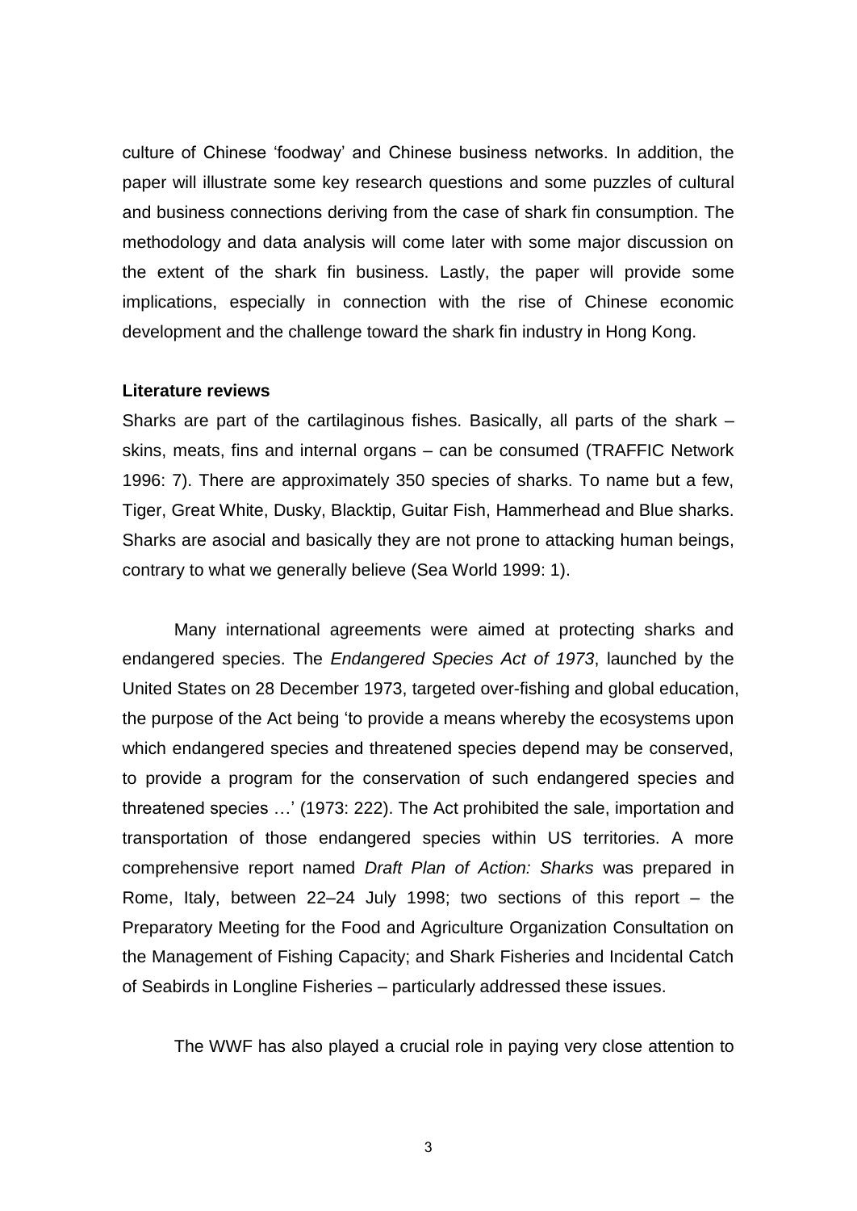culture of Chinese 'foodway' and Chinese business networks. In addition, the paper will illustrate some key research questions and some puzzles of cultural and business connections deriving from the case of shark fin consumption. The methodology and data analysis will come later with some major discussion on the extent of the shark fin business. Lastly, the paper will provide some implications, especially in connection with the rise of Chinese economic development and the challenge toward the shark fin industry in Hong Kong.

**Literature reviews**

Sharks are part of the cartilaginous fishes. Basically, all parts of the shark – skins, meats, fins and internal organs – can be consumed (TRAFFIC Network 1996: 7). There are approximately 350 species of sharks. To name but a few, Tiger, Great White, Dusky, Blacktip, Guitar Fish, Hammerhead and Blue sharks. Sharks are asocial and basically they are not prone to attacking human beings, contrary to what we generally believe (Sea World 1999: 1).

Many international agreements were aimed at protecting sharks and endangered species. The *Endangered Species Act of 1973*, launched by the United States on 28 December 1973, targeted over-fishing and global education, the purpose of the Act being 'to provide a means whereby the ecosystems upon which endangered species and threatened species depend may be conserved, to provide a program for the conservation of such endangered species and threatened species …' (1973: 222). The Act prohibited the sale, importation and transportation of those endangered species within US territories. A more comprehensive report named *Draft Plan of Action: Sharks* was prepared in Rome, Italy, between 22–24 July 1998; two sections of this report – the Preparatory Meeting for the Food and Agriculture Organization Consultation on the Management of Fishing Capacity; and Shark Fisheries and Incidental Catch of Seabirds in Longline Fisheries – particularly addressed these issues.

The WWF has also played a crucial role in paying very close attention to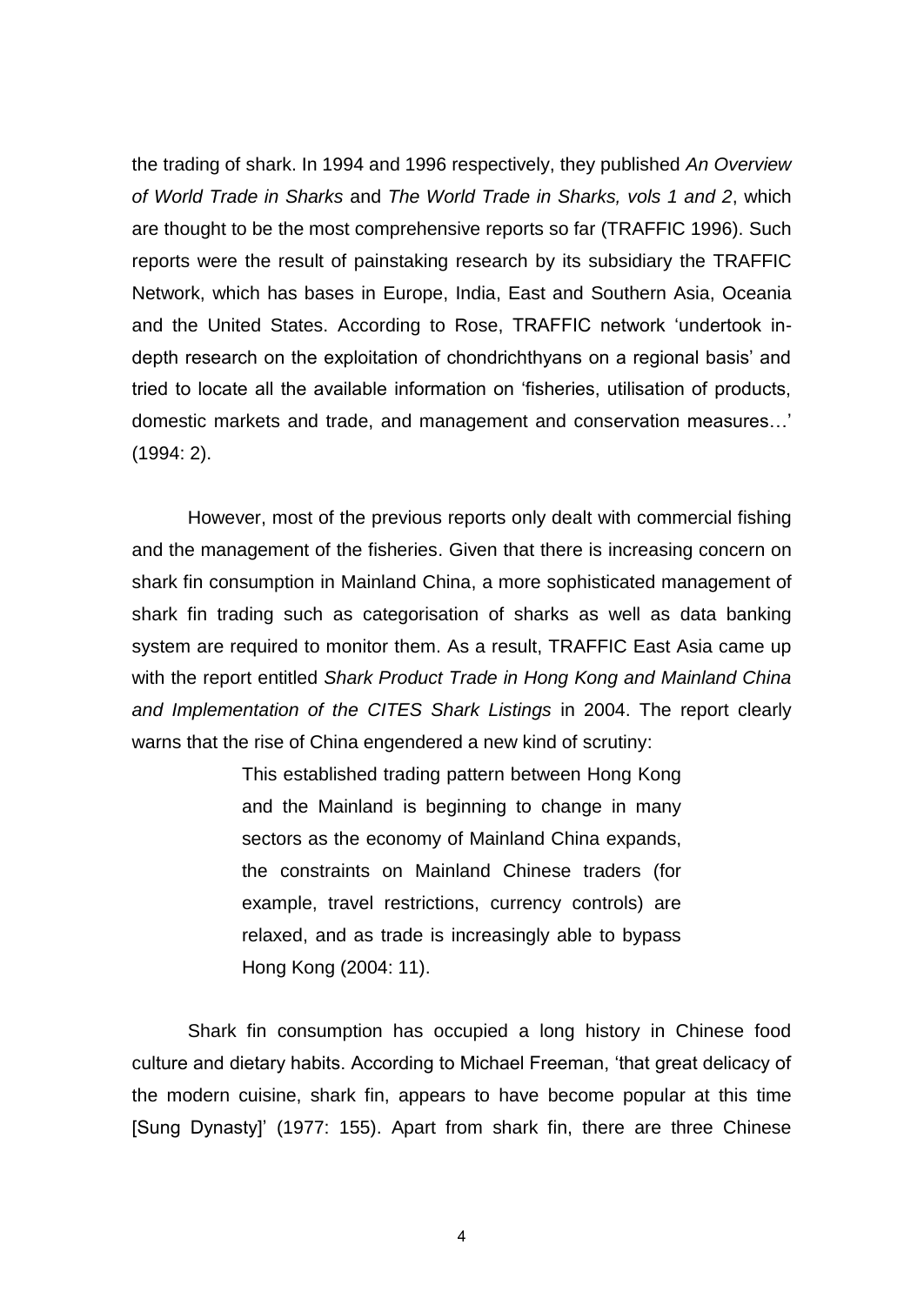the trading of shark. In 1994 and 1996 respectively, they published *An Overview of World Trade in Sharks* and *The World Trade in Sharks, vols 1 and 2*, which are thought to be the most comprehensive reports so far (TRAFFIC 1996). Such reports were the result of painstaking research by its subsidiary the TRAFFIC Network, which has bases in Europe, India, East and Southern Asia, Oceania and the United States. According to Rose, TRAFFIC network 'undertook in-depth research on the exploitation of chondrichthyans on a regional basis' and tried to locate all the available information on 'fisheries, utilisation of products, domestic markets and trade, and management and conservation measures…' (1994: 2).

However, most of the previous reports only dealt with commercial fishing and the management of the fisheries. Given that there is increasing concern on shark fin consumption in Mainland China, a more sophisticated management of shark fin trading such as categorisation of sharks as well as data banking system are required to monitor them. As a result, TRAFFIC East Asia came up with the report entitled *Shark Product Trade in Hong Kong and Mainland China and Implementation of the CITES Shark Listings* in 2004. The report clearly warns that the rise of China engendered a new kind of scrutiny:

> This established trading pattern between Hong Kong and the Mainland is beginning to change in many sectors as the economy of Mainland China expands, the constraints on Mainland Chinese traders (for example, travel restrictions, currency controls) are relaxed, and as trade is increasingly able to bypass Hong Kong (2004: 11).

Shark fin consumption has occupied a long history in Chinese food culture and dietary habits. According to Michael Freeman, 'that great delicacy of the modern cuisine, shark fin, appears to have become popular at this time [Sung Dynasty]' (1977: 155). Apart from shark fin, there are three Chinese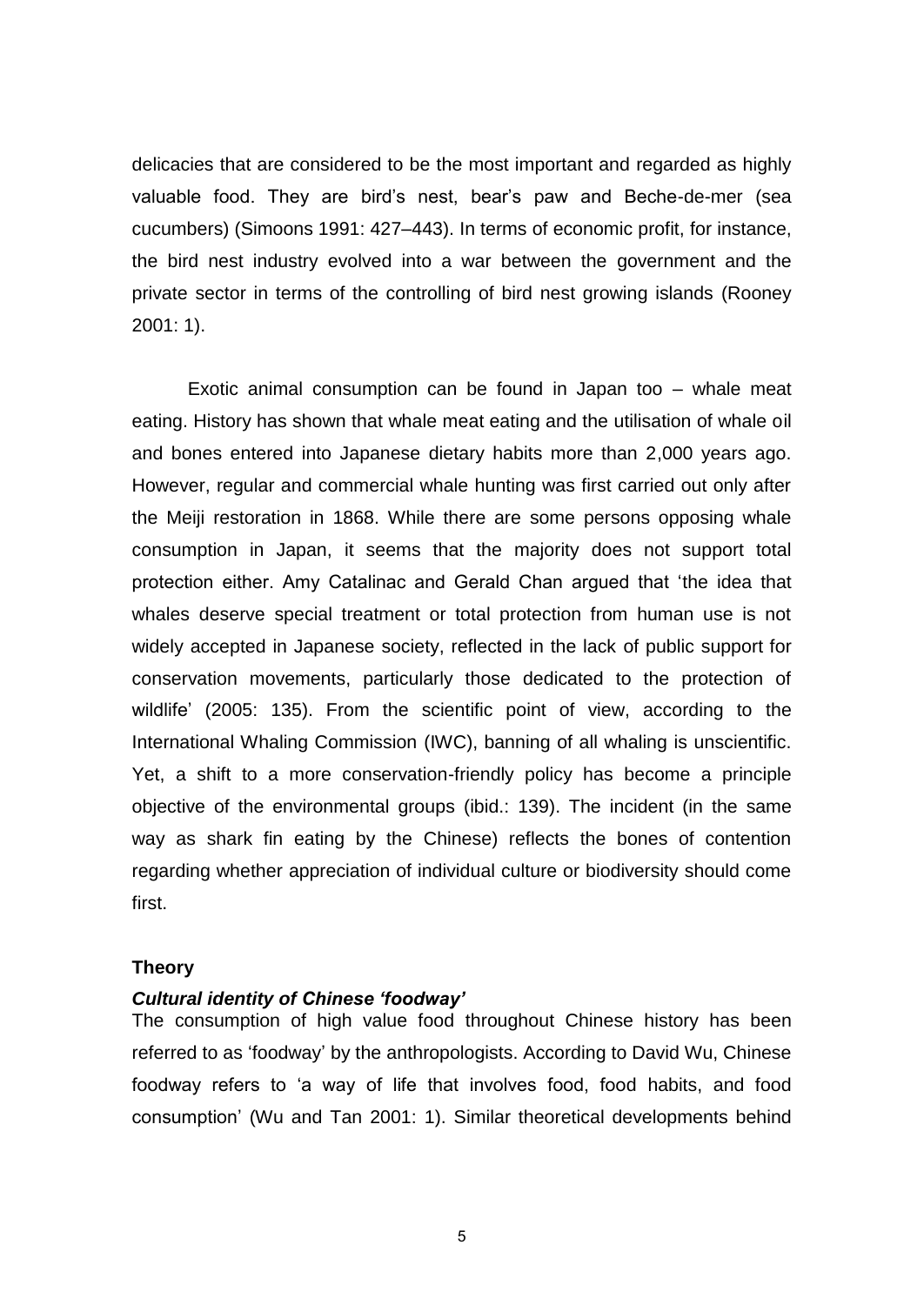delicacies that are considered to be the most important and regarded as highly valuable food. They are bird's nest, bear's paw and Beche-de-mer (sea cucumbers) (Simoons 1991: 427–443). In terms of economic profit, for instance, the bird nest industry evolved into a war between the government and the private sector in terms of the controlling of bird nest growing islands (Rooney 2001: 1).

Exotic animal consumption can be found in Japan too – whale meat eating. History has shown that whale meat eating and the utilisation of whale oil and bones entered into Japanese dietary habits more than 2,000 years ago. However, regular and commercial whale hunting was first carried out only after the Meiji restoration in 1868. While there are some persons opposing whale consumption in Japan, it seems that the majority does not support total protection either. Amy Catalinac and Gerald Chan argued that 'the idea that whales deserve special treatment or total protection from human use is not widely accepted in Japanese society, reflected in the lack of public support for conservation movements, particularly those dedicated to the protection of wildlife' (2005: 135). From the scientific point of view, according to the International Whaling Commission (IWC), banning of all whaling is unscientific. Yet, a shift to a more conservation-friendly policy has become a principle objective of the environmental groups (ibid.: 139). The incident (in the same way as shark fin eating by the Chinese) reflects the bones of contention regarding whether appreciation of individual culture or biodiversity should come first.

### Theory

#### *Cultural identity of Chinese 'foodway'*

The consumption of high value food throughout Chinese history has been referred to as 'foodway' by the anthropologists. According to David Wu, Chinese foodway refers to 'a way of life that involves food, food habits, and food consumption' (Wu and Tan 2001: 1). Similar theoretical developments behind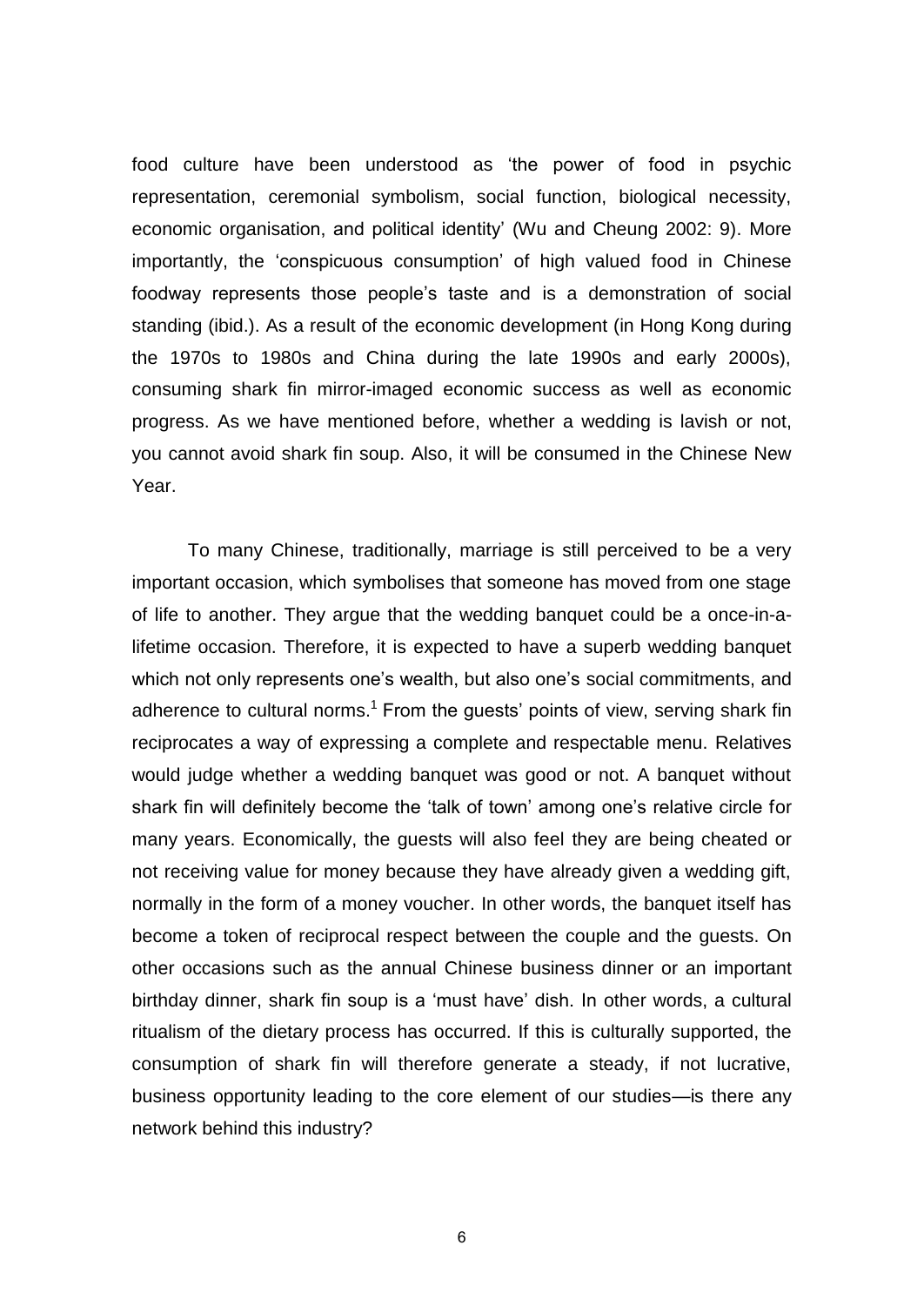food culture have been understood as 'the power of food in psychic representation, ceremonial symbolism, social function, biological necessity, economic organisation, and political identity' (Wu and Cheung 2002: 9). More importantly, the 'conspicuous consumption' of high valued food in Chinese foodway represents those people's taste and is a demonstration of social standing (ibid.). As a result of the economic development (in Hong Kong during the 1970s to 1980s and China during the late 1990s and early 2000s), consuming shark fin mirror-imaged economic success as well as economic progress. As we have mentioned before, whether a wedding is lavish or not, you cannot avoid shark fin soup. Also, it will be consumed in the Chinese New Year.

To many Chinese, traditionally, marriage is still perceived to be a very important occasion, which symbolises that someone has moved from one stage of life to another. They argue that the wedding banquet could be a once-in-a-lifetime occasion. Therefore, it is expected to have a superb wedding banquet which not only represents one's wealth, but also one's social commitments, and adherence to cultural norms.[1] From the guests' points of view, serving shark fin reciprocates a way of expressing a complete and respectable menu. Relatives would judge whether a wedding banquet was good or not. A banquet without shark fin will definitely become the 'talk of town' among one's relative circle for many years. Economically, the guests will also feel they are being cheated or not receiving value for money because they have already given a wedding gift, normally in the form of a money voucher. In other words, the banquet itself has become a token of reciprocal respect between the couple and the guests. On other occasions such as the annual Chinese business dinner or an important birthday dinner, shark fin soup is a 'must have' dish. In other words, a cultural ritualism of the dietary process has occurred. If this is culturally supported, the consumption of shark fin will therefore generate a steady, if not lucrative, business opportunity leading to the core element of our studies—is there any network behind this industry?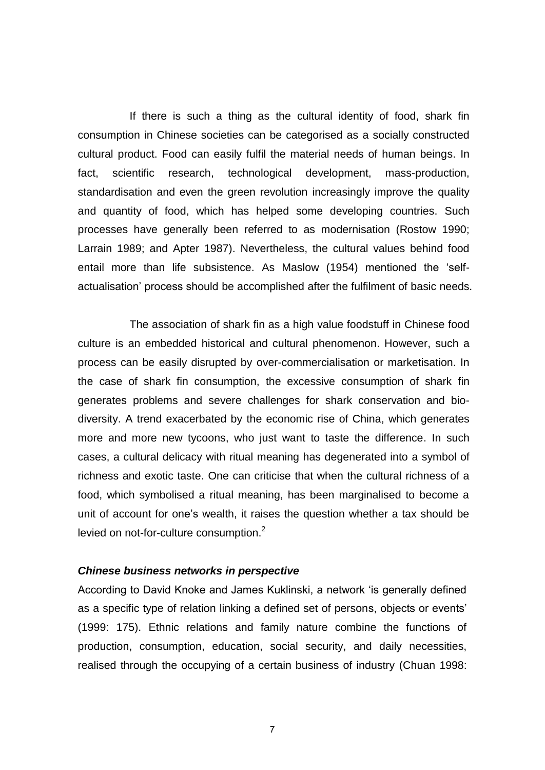If there is such a thing as the cultural identity of food, shark fin consumption in Chinese societies can be categorised as a socially constructed cultural product. Food can easily fulfil the material needs of human beings. In fact, scientific research, technological development, mass-production, standardisation and even the green revolution increasingly improve the quality and quantity of food, which has helped some developing countries. Such processes have generally been referred to as modernisation (Rostow 1990; Larrain 1989; and Apter 1987). Nevertheless, the cultural values behind food entail more than life subsistence. As Maslow (1954) mentioned the 'self-actualisation' process should be accomplished after the fulfilment of basic needs.

The association of shark fin as a high value foodstuff in Chinese food culture is an embedded historical and cultural phenomenon. However, such a process can be easily disrupted by over-commercialisation or marketisation. In the case of shark fin consumption, the excessive consumption of shark fin generates problems and severe challenges for shark conservation and bio-diversity. A trend exacerbated by the economic rise of China, which generates more and more new tycoons, who just want to taste the difference. In such cases, a cultural delicacy with ritual meaning has degenerated into a symbol of richness and exotic taste. One can criticise that when the cultural richness of a food, which symbolised a ritual meaning, has been marginalised to become a unit of account for one's wealth, it raises the question whether a tax should be levied on not-for-culture consumption.[2]

### *Chinese business networks in perspective*

According to David Knoke and James Kuklinski, a network 'is generally defined as a specific type of relation linking a defined set of persons, objects or events' (1999: 175). Ethnic relations and family nature combine the functions of production, consumption, education, social security, and daily necessities, realised through the occupying of a certain business of industry (Chuan 1998: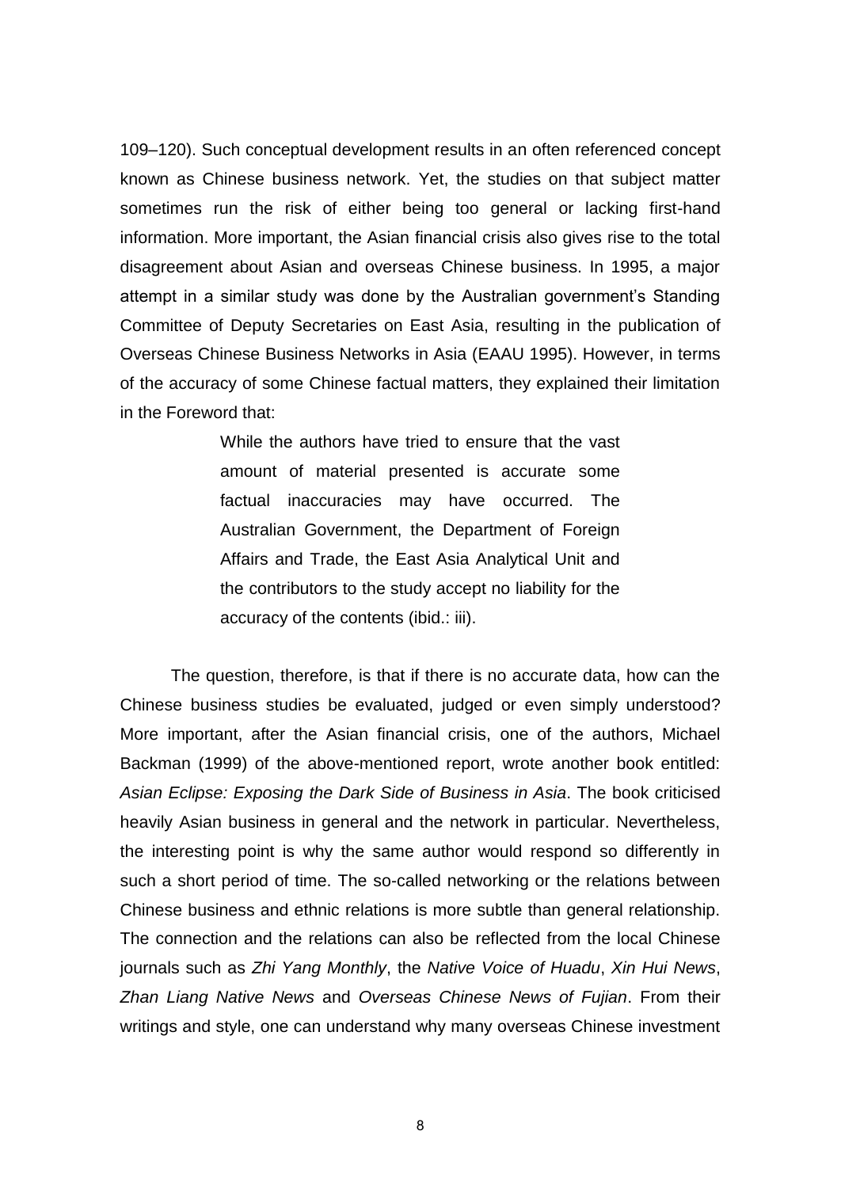109–120). Such conceptual development results in an often referenced concept known as Chinese business network. Yet, the studies on that subject matter sometimes run the risk of either being too general or lacking first-hand information. More important, the Asian financial crisis also gives rise to the total disagreement about Asian and overseas Chinese business. In 1995, a major attempt in a similar study was done by the Australian government's Standing Committee of Deputy Secretaries on East Asia, resulting in the publication of Overseas Chinese Business Networks in Asia (EAAU 1995). However, in terms of the accuracy of some Chinese factual matters, they explained their limitation in the Foreword that:

> While the authors have tried to ensure that the vast amount of material presented is accurate some factual inaccuracies may have occurred. The Australian Government, the Department of Foreign Affairs and Trade, the East Asia Analytical Unit and the contributors to the study accept no liability for the accuracy of the contents (ibid.: iii).

The question, therefore, is that if there is no accurate data, how can the Chinese business studies be evaluated, judged or even simply understood? More important, after the Asian financial crisis, one of the authors, Michael Backman (1999) of the above-mentioned report, wrote another book entitled: *Asian Eclipse: Exposing the Dark Side of Business in Asia*. The book criticised heavily Asian business in general and the network in particular. Nevertheless, the interesting point is why the same author would respond so differently in such a short period of time. The so-called networking or the relations between Chinese business and ethnic relations is more subtle than general relationship. The connection and the relations can also be reflected from the local Chinese journals such as *Zhi Yang Monthly*, the *Native Voice of Huadu*, *Xin Hui News*, *Zhan Liang Native News* and *Overseas Chinese News of Fujian*. From their writings and style, one can understand why many overseas Chinese investment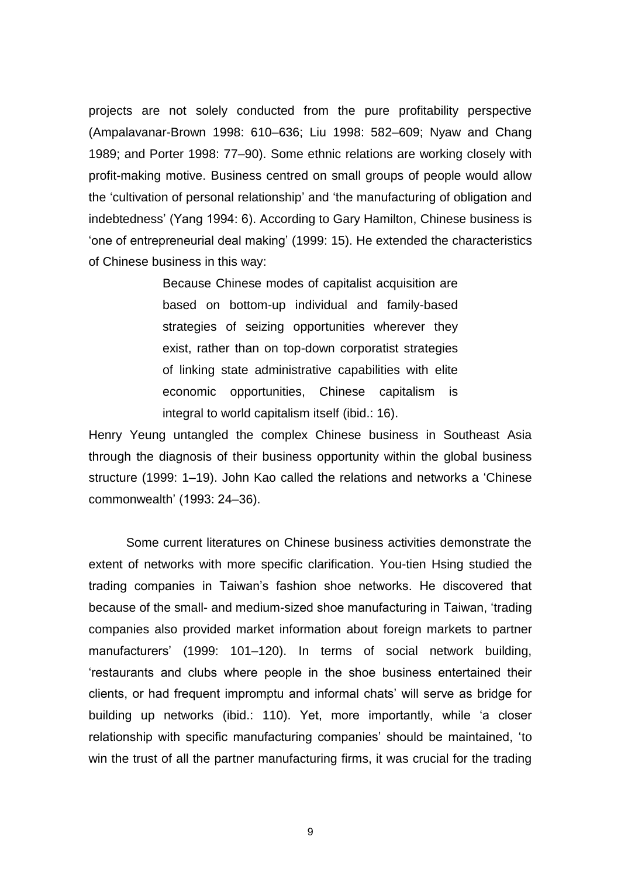projects are not solely conducted from the pure profitability perspective (Ampalavanar-Brown 1998: 610–636; Liu 1998: 582–609; Nyaw and Chang 1989; and Porter 1998: 77–90). Some ethnic relations are working closely with profit-making motive. Business centred on small groups of people would allow the 'cultivation of personal relationship' and 'the manufacturing of obligation and indebtedness' (Yang 1994: 6). According to Gary Hamilton, Chinese business is 'one of entrepreneurial deal making' (1999: 15). He extended the characteristics of Chinese business in this way:

> Because Chinese modes of capitalist acquisition are based on bottom-up individual and family-based strategies of seizing opportunities wherever they exist, rather than on top-down corporatist strategies of linking state administrative capabilities with elite economic opportunities, Chinese capitalism is integral to world capitalism itself (ibid.: 16).

Henry Yeung untangled the complex Chinese business in Southeast Asia through the diagnosis of their business opportunity within the global business structure (1999: 1–19). John Kao called the relations and networks a 'Chinese commonwealth' (1993: 24–36).

Some current literatures on Chinese business activities demonstrate the extent of networks with more specific clarification. You-tien Hsing studied the trading companies in Taiwan's fashion shoe networks. He discovered that because of the small- and medium-sized shoe manufacturing in Taiwan, 'trading companies also provided market information about foreign markets to partner manufacturers' (1999: 101–120). In terms of social network building, 'restaurants and clubs where people in the shoe business entertained their clients, or had frequent impromptu and informal chats' will serve as bridge for building up networks (ibid.: 110). Yet, more importantly, while 'a closer relationship with specific manufacturing companies' should be maintained, 'to win the trust of all the partner manufacturing firms, it was crucial for the trading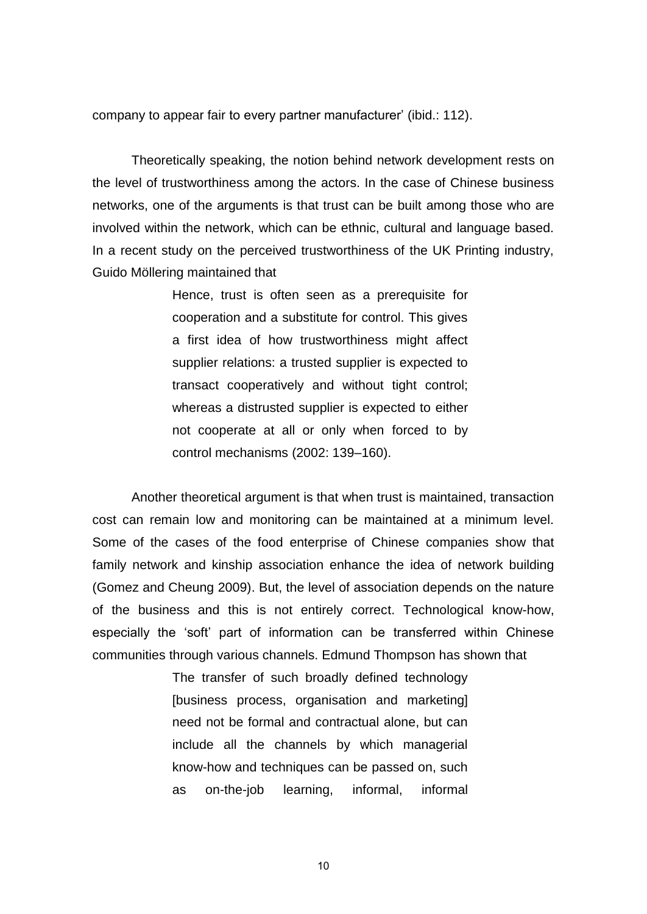company to appear fair to every partner manufacturer' (ibid.: 112).

Theoretically speaking, the notion behind network development rests on the level of trustworthiness among the actors. In the case of Chinese business networks, one of the arguments is that trust can be built among those who are involved within the network, which can be ethnic, cultural and language based. In a recent study on the perceived trustworthiness of the UK Printing industry, Guido Möllering maintained that

> Hence, trust is often seen as a prerequisite for cooperation and a substitute for control. This gives a first idea of how trustworthiness might affect supplier relations: a trusted supplier is expected to transact cooperatively and without tight control; whereas a distrusted supplier is expected to either not cooperate at all or only when forced to by control mechanisms (2002: 139–160).

Another theoretical argument is that when trust is maintained, transaction cost can remain low and monitoring can be maintained at a minimum level. Some of the cases of the food enterprise of Chinese companies show that family network and kinship association enhance the idea of network building (Gomez and Cheung 2009). But, the level of association depends on the nature of the business and this is not entirely correct. Technological know-how, especially the 'soft' part of information can be transferred within Chinese communities through various channels. Edmund Thompson has shown that

> The transfer of such broadly defined technology [business process, organisation and marketing] need not be formal and contractual alone, but can include all the channels by which managerial know-how and techniques can be passed on, such as on-the-job learning, informal, informal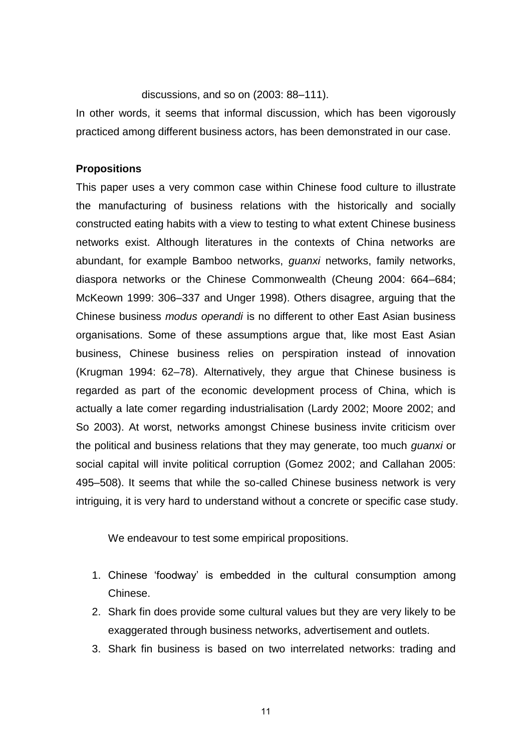discussions, and so on (2003: 88–111).

In other words, it seems that informal discussion, which has been vigorously practiced among different business actors, has been demonstrated in our case.

**Propositions**

This paper uses a very common case within Chinese food culture to illustrate the manufacturing of business relations with the historically and socially constructed eating habits with a view to testing to what extent Chinese business networks exist. Although literatures in the contexts of China networks are abundant, for example Bamboo networks, *guanxi* networks, family networks, diaspora networks or the Chinese Commonwealth (Cheung 2004: 664–684; McKeown 1999: 306–337 and Unger 1998). Others disagree, arguing that the Chinese business *modus operandi* is no different to other East Asian business organisations. Some of these assumptions argue that, like most East Asian business, Chinese business relies on perspiration instead of innovation (Krugman 1994: 62–78). Alternatively, they argue that Chinese business is regarded as part of the economic development process of China, which is actually a late comer regarding industrialisation (Lardy 2002; Moore 2002; and So 2003). At worst, networks amongst Chinese business invite criticism over the political and business relations that they may generate, too much *guanxi* or social capital will invite political corruption (Gomez 2002; and Callahan 2005: 495–508). It seems that while the so-called Chinese business network is very intriguing, it is very hard to understand without a concrete or specific case study.

We endeavour to test some empirical propositions.

1. Chinese 'foodway' is embedded in the cultural consumption among Chinese.
2. Shark fin does provide some cultural values but they are very likely to be exaggerated through business networks, advertisement and outlets.
3. Shark fin business is based on two interrelated networks: trading and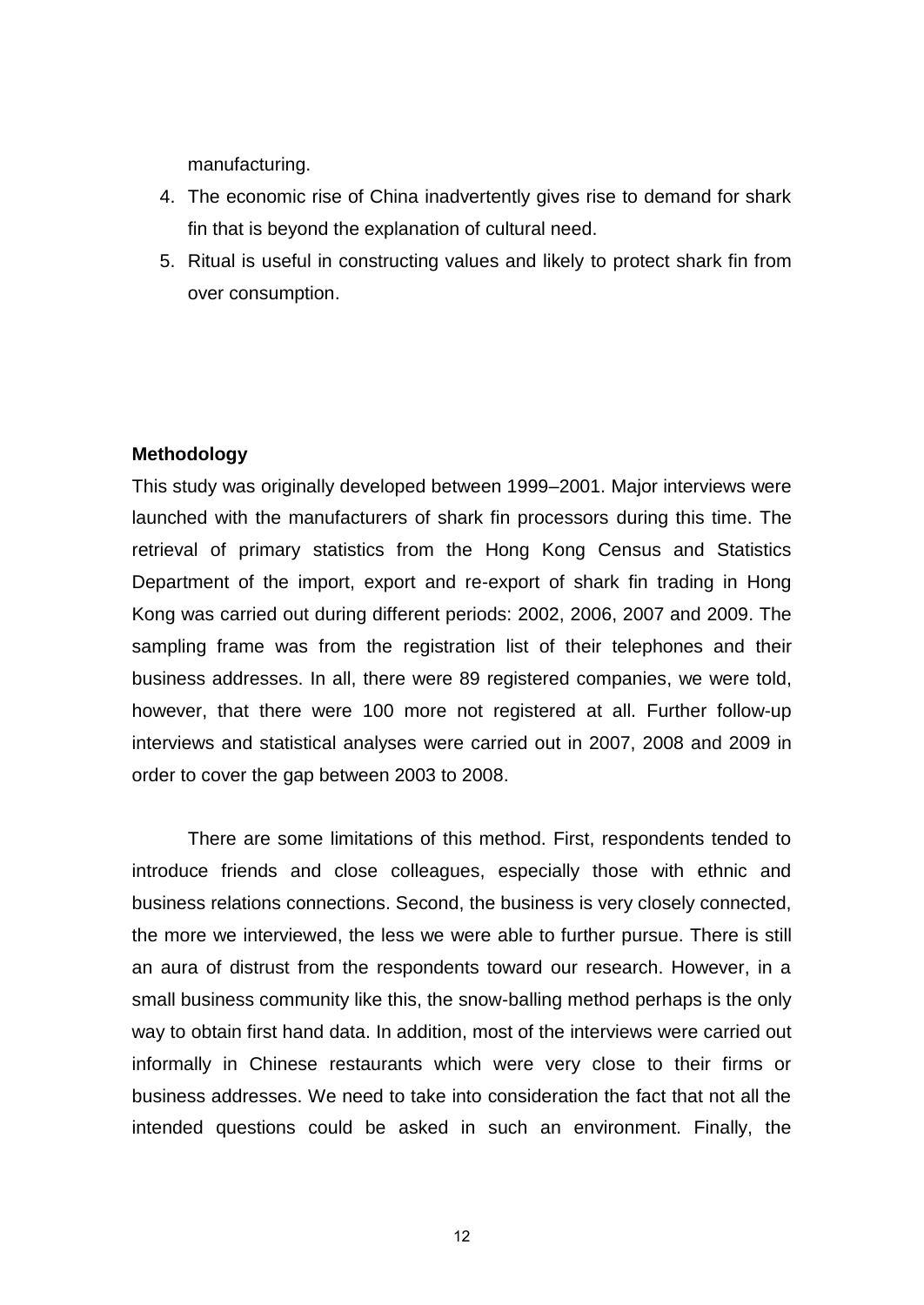manufacturing.

4. The economic rise of China inadvertently gives rise to demand for shark fin that is beyond the explanation of cultural need.
5. Ritual is useful in constructing values and likely to protect shark fin from over consumption.

**Methodology**

This study was originally developed between 1999–2001. Major interviews were launched with the manufacturers of shark fin processors during this time. The retrieval of primary statistics from the Hong Kong Census and Statistics Department of the import, export and re-export of shark fin trading in Hong Kong was carried out during different periods: 2002, 2006, 2007 and 2009. The sampling frame was from the registration list of their telephones and their business addresses. In all, there were 89 registered companies, we were told, however, that there were 100 more not registered at all. Further follow-up interviews and statistical analyses were carried out in 2007, 2008 and 2009 in order to cover the gap between 2003 to 2008.

There are some limitations of this method. First, respondents tended to introduce friends and close colleagues, especially those with ethnic and business relations connections. Second, the business is very closely connected, the more we interviewed, the less we were able to further pursue. There is still an aura of distrust from the respondents toward our research. However, in a small business community like this, the snow-balling method perhaps is the only way to obtain first hand data. In addition, most of the interviews were carried out informally in Chinese restaurants which were very close to their firms or business addresses. We need to take into consideration the fact that not all the intended questions could be asked in such an environment. Finally, the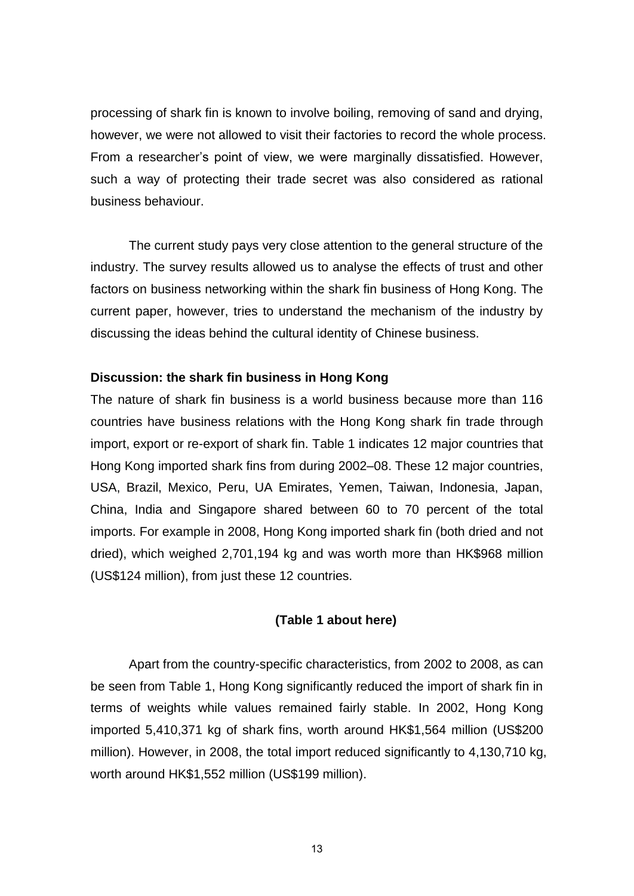processing of shark fin is known to involve boiling, removing of sand and drying, however, we were not allowed to visit their factories to record the whole process. From a researcher's point of view, we were marginally dissatisfied. However, such a way of protecting their trade secret was also considered as rational business behaviour.

The current study pays very close attention to the general structure of the industry. The survey results allowed us to analyse the effects of trust and other factors on business networking within the shark fin business of Hong Kong. The current paper, however, tries to understand the mechanism of the industry by discussing the ideas behind the cultural identity of Chinese business.

**Discussion: the shark fin business in Hong Kong**

The nature of shark fin business is a world business because more than 116 countries have business relations with the Hong Kong shark fin trade through import, export or re-export of shark fin. Table 1 indicates 12 major countries that Hong Kong imported shark fins from during 2002–08. These 12 major countries, USA, Brazil, Mexico, Peru, UA Emirates, Yemen, Taiwan, Indonesia, Japan, China, India and Singapore shared between 60 to 70 percent of the total imports. For example in 2008, Hong Kong imported shark fin (both dried and not dried), which weighed 2,701,194 kg and was worth more than HK$968 million (US$124 million), from just these 12 countries.

**(Table 1 about here)**

Apart from the country-specific characteristics, from 2002 to 2008, as can be seen from Table 1, Hong Kong significantly reduced the import of shark fin in terms of weights while values remained fairly stable. In 2002, Hong Kong imported 5,410,371 kg of shark fins, worth around HK$1,564 million (US$200 million). However, in 2008, the total import reduced significantly to 4,130,710 kg, worth around HK$1,552 million (US$199 million).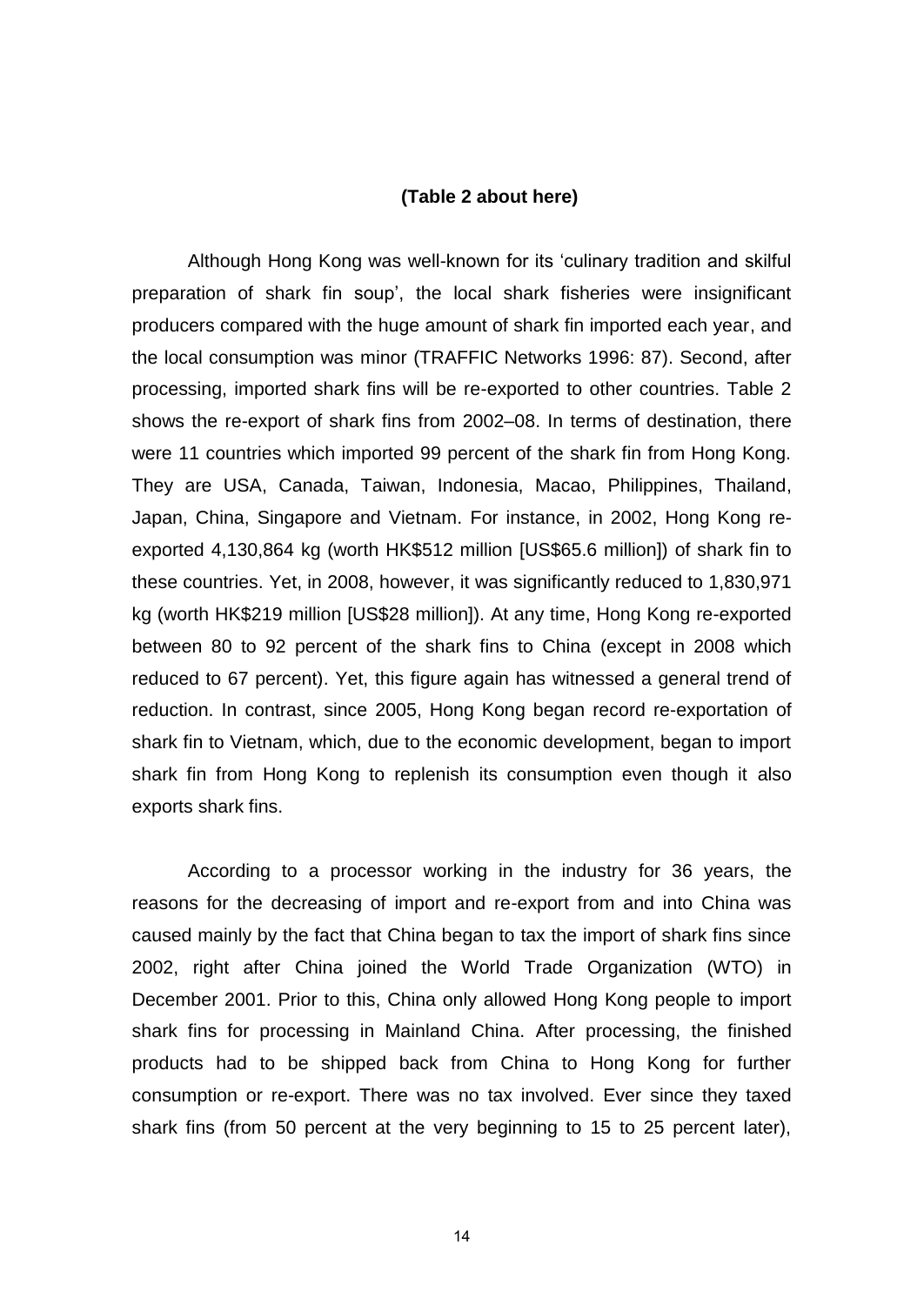**(Table 2 about here)**

Although Hong Kong was well-known for its 'culinary tradition and skilful preparation of shark fin soup', the local shark fisheries were insignificant producers compared with the huge amount of shark fin imported each year, and the local consumption was minor (TRAFFIC Networks 1996: 87). Second, after processing, imported shark fins will be re-exported to other countries. Table 2 shows the re-export of shark fins from 2002–08. In terms of destination, there were 11 countries which imported 99 percent of the shark fin from Hong Kong. They are USA, Canada, Taiwan, Indonesia, Macao, Philippines, Thailand, Japan, China, Singapore and Vietnam. For instance, in 2002, Hong Kong re-exported 4,130,864 kg (worth HK$512 million [US$65.6 million]) of shark fin to these countries. Yet, in 2008, however, it was significantly reduced to 1,830,971 kg (worth HK$219 million [US$28 million]). At any time, Hong Kong re-exported between 80 to 92 percent of the shark fins to China (except in 2008 which reduced to 67 percent). Yet, this figure again has witnessed a general trend of reduction. In contrast, since 2005, Hong Kong began record re-exportation of shark fin to Vietnam, which, due to the economic development, began to import shark fin from Hong Kong to replenish its consumption even though it also exports shark fins.

According to a processor working in the industry for 36 years, the reasons for the decreasing of import and re-export from and into China was caused mainly by the fact that China began to tax the import of shark fins since 2002, right after China joined the World Trade Organization (WTO) in December 2001. Prior to this, China only allowed Hong Kong people to import shark fins for processing in Mainland China. After processing, the finished products had to be shipped back from China to Hong Kong for further consumption or re-export. There was no tax involved. Ever since they taxed shark fins (from 50 percent at the very beginning to 15 to 25 percent later),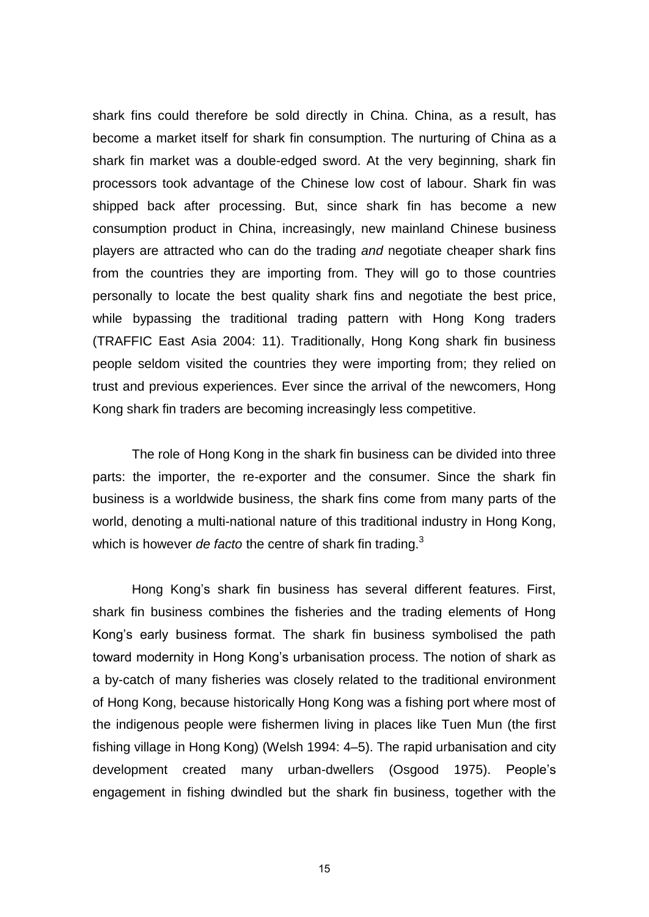shark fins could therefore be sold directly in China. China, as a result, has become a market itself for shark fin consumption. The nurturing of China as a shark fin market was a double-edged sword. At the very beginning, shark fin processors took advantage of the Chinese low cost of labour. Shark fin was shipped back after processing. But, since shark fin has become a new consumption product in China, increasingly, new mainland Chinese business players are attracted who can do the trading *and* negotiate cheaper shark fins from the countries they are importing from. They will go to those countries personally to locate the best quality shark fins and negotiate the best price, while bypassing the traditional trading pattern with Hong Kong traders (TRAFFIC East Asia 2004: 11). Traditionally, Hong Kong shark fin business people seldom visited the countries they were importing from; they relied on trust and previous experiences. Ever since the arrival of the newcomers, Hong Kong shark fin traders are becoming increasingly less competitive.

The role of Hong Kong in the shark fin business can be divided into three parts: the importer, the re-exporter and the consumer. Since the shark fin business is a worldwide business, the shark fins come from many parts of the world, denoting a multi-national nature of this traditional industry in Hong Kong, which is however *de facto* the centre of shark fin trading.[3]

Hong Kong's shark fin business has several different features. First, shark fin business combines the fisheries and the trading elements of Hong Kong's early business format. The shark fin business symbolised the path toward modernity in Hong Kong's urbanisation process. The notion of shark as a by-catch of many fisheries was closely related to the traditional environment of Hong Kong, because historically Hong Kong was a fishing port where most of the indigenous people were fishermen living in places like Tuen Mun (the first fishing village in Hong Kong) (Welsh 1994: 4–5). The rapid urbanisation and city development created many urban-dwellers (Osgood 1975). People's engagement in fishing dwindled but the shark fin business, together with the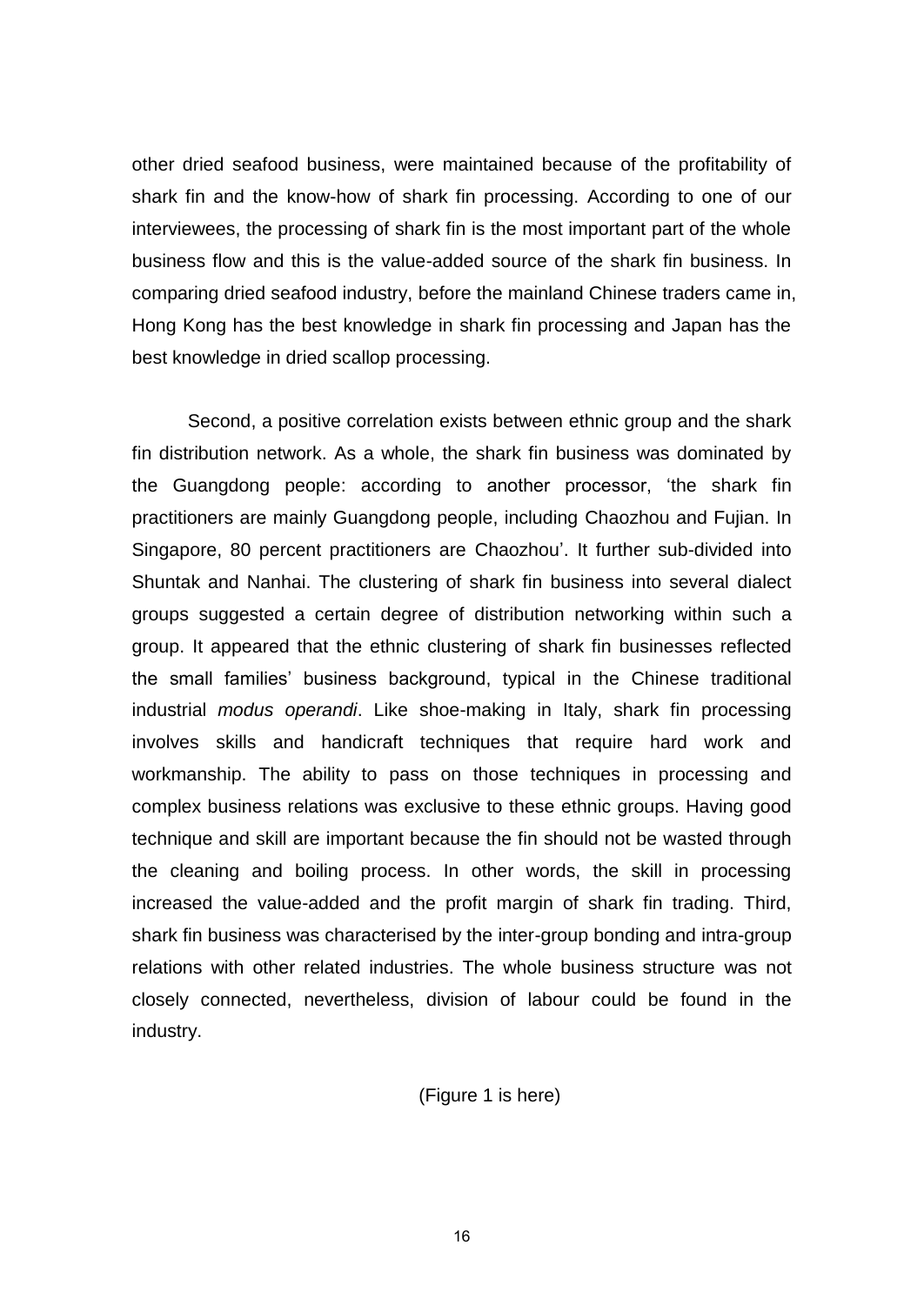other dried seafood business, were maintained because of the profitability of shark fin and the know-how of shark fin processing. According to one of our interviewees, the processing of shark fin is the most important part of the whole business flow and this is the value-added source of the shark fin business. In comparing dried seafood industry, before the mainland Chinese traders came in, Hong Kong has the best knowledge in shark fin processing and Japan has the best knowledge in dried scallop processing.

Second, a positive correlation exists between ethnic group and the shark fin distribution network. As a whole, the shark fin business was dominated by the Guangdong people: according to another processor, 'the shark fin practitioners are mainly Guangdong people, including Chaozhou and Fujian. In Singapore, 80 percent practitioners are Chaozhou'. It further sub-divided into Shuntak and Nanhai. The clustering of shark fin business into several dialect groups suggested a certain degree of distribution networking within such a group. It appeared that the ethnic clustering of shark fin businesses reflected the small families' business background, typical in the Chinese traditional industrial *modus operandi*. Like shoe-making in Italy, shark fin processing involves skills and handicraft techniques that require hard work and workmanship. The ability to pass on those techniques in processing and complex business relations was exclusive to these ethnic groups. Having good technique and skill are important because the fin should not be wasted through the cleaning and boiling process. In other words, the skill in processing increased the value-added and the profit margin of shark fin trading. Third, shark fin business was characterised by the inter-group bonding and intra-group relations with other related industries. The whole business structure was not closely connected, nevertheless, division of labour could be found in the industry.

(Figure 1 is here)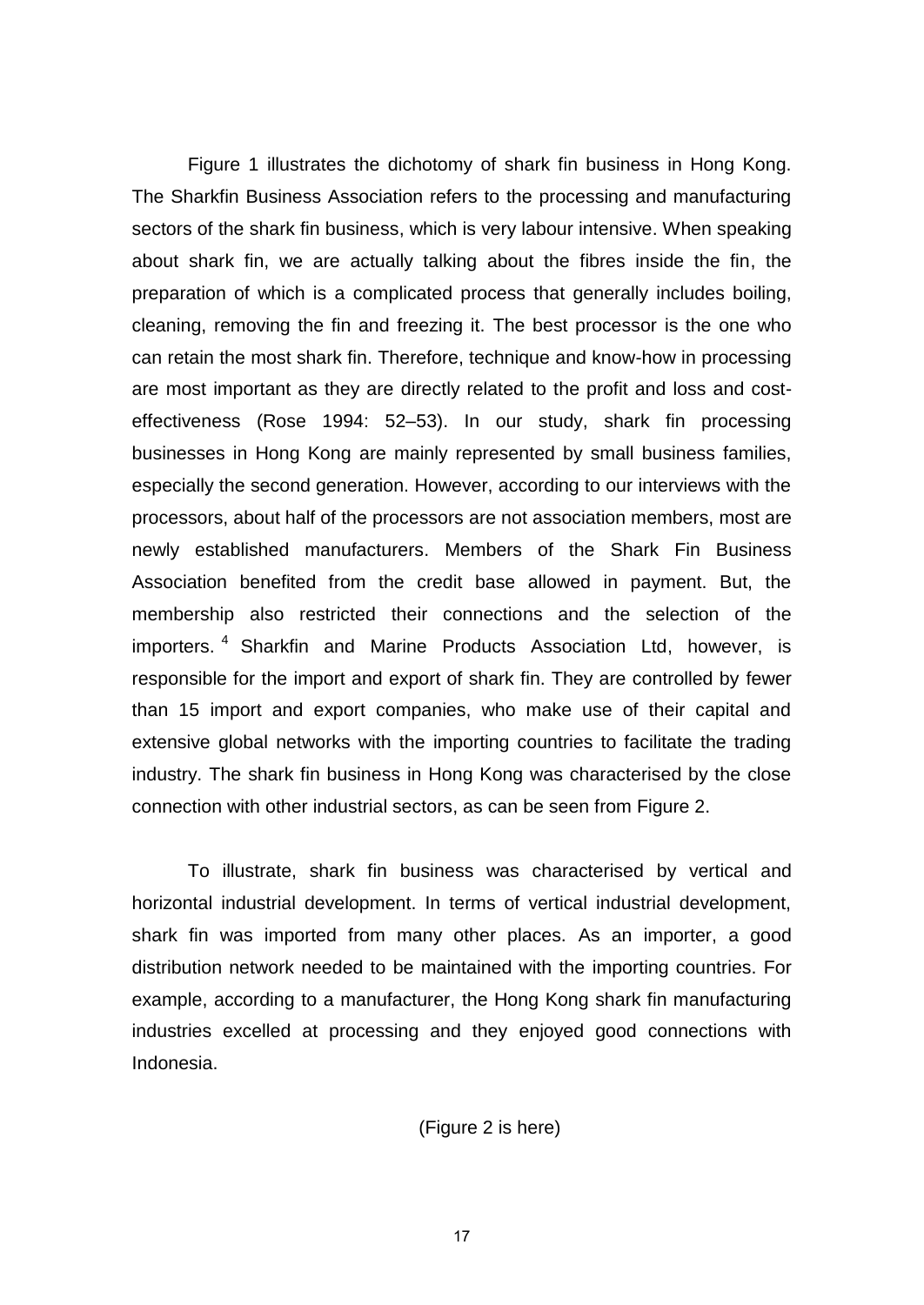Figure 1 illustrates the dichotomy of shark fin business in Hong Kong. The Sharkfin Business Association refers to the processing and manufacturing sectors of the shark fin business, which is very labour intensive. When speaking about shark fin, we are actually talking about the fibres inside the fin, the preparation of which is a complicated process that generally includes boiling, cleaning, removing the fin and freezing it. The best processor is the one who can retain the most shark fin. Therefore, technique and know-how in processing are most important as they are directly related to the profit and loss and cost-effectiveness (Rose 1994: 52–53). In our study, shark fin processing businesses in Hong Kong are mainly represented by small business families, especially the second generation. However, according to our interviews with the processors, about half of the processors are not association members, most are newly established manufacturers. Members of the Shark Fin Business Association benefited from the credit base allowed in payment. But, the membership also restricted their connections and the selection of the importers. [4] Sharkfin and Marine Products Association Ltd, however, is responsible for the import and export of shark fin. They are controlled by fewer than 15 import and export companies, who make use of their capital and extensive global networks with the importing countries to facilitate the trading industry. The shark fin business in Hong Kong was characterised by the close connection with other industrial sectors, as can be seen from Figure 2.

To illustrate, shark fin business was characterised by vertical and horizontal industrial development. In terms of vertical industrial development, shark fin was imported from many other places. As an importer, a good distribution network needed to be maintained with the importing countries. For example, according to a manufacturer, the Hong Kong shark fin manufacturing industries excelled at processing and they enjoyed good connections with Indonesia.

(Figure 2 is here)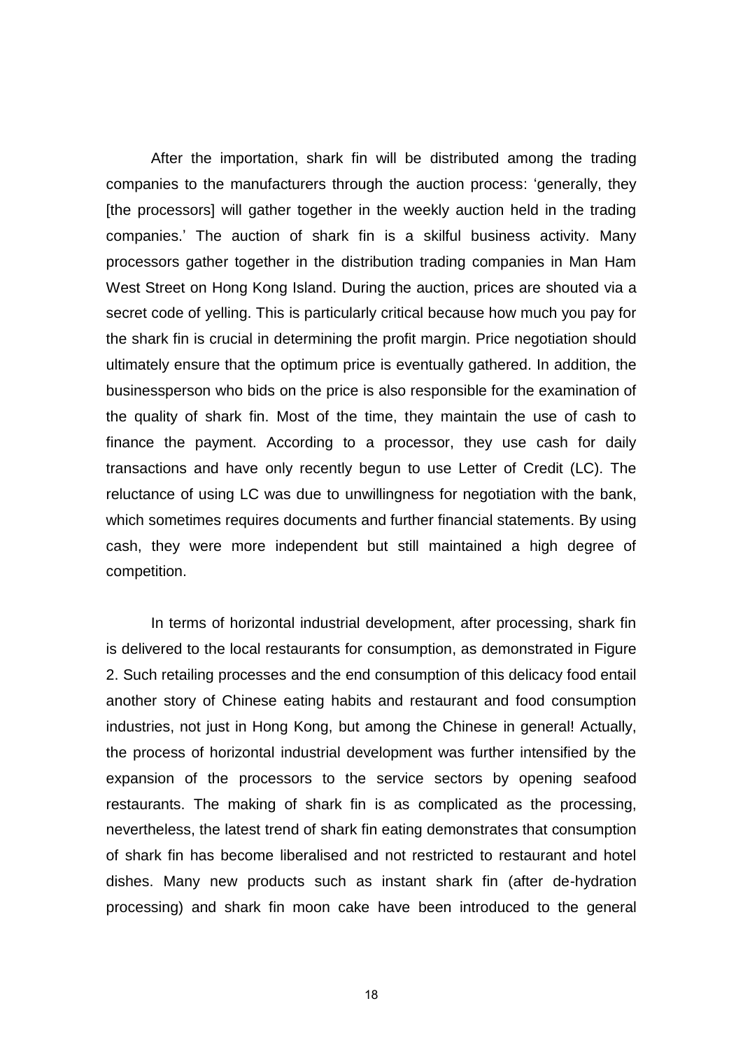After the importation, shark fin will be distributed among the trading companies to the manufacturers through the auction process: 'generally, they [the processors] will gather together in the weekly auction held in the trading companies.' The auction of shark fin is a skilful business activity. Many processors gather together in the distribution trading companies in Man Ham West Street on Hong Kong Island. During the auction, prices are shouted via a secret code of yelling. This is particularly critical because how much you pay for the shark fin is crucial in determining the profit margin. Price negotiation should ultimately ensure that the optimum price is eventually gathered. In addition, the businessperson who bids on the price is also responsible for the examination of the quality of shark fin. Most of the time, they maintain the use of cash to finance the payment. According to a processor, they use cash for daily transactions and have only recently begun to use Letter of Credit (LC). The reluctance of using LC was due to unwillingness for negotiation with the bank, which sometimes requires documents and further financial statements. By using cash, they were more independent but still maintained a high degree of competition.

In terms of horizontal industrial development, after processing, shark fin is delivered to the local restaurants for consumption, as demonstrated in Figure 2. Such retailing processes and the end consumption of this delicacy food entail another story of Chinese eating habits and restaurant and food consumption industries, not just in Hong Kong, but among the Chinese in general! Actually, the process of horizontal industrial development was further intensified by the expansion of the processors to the service sectors by opening seafood restaurants. The making of shark fin is as complicated as the processing, nevertheless, the latest trend of shark fin eating demonstrates that consumption of shark fin has become liberalised and not restricted to restaurant and hotel dishes. Many new products such as instant shark fin (after de-hydration processing) and shark fin moon cake have been introduced to the general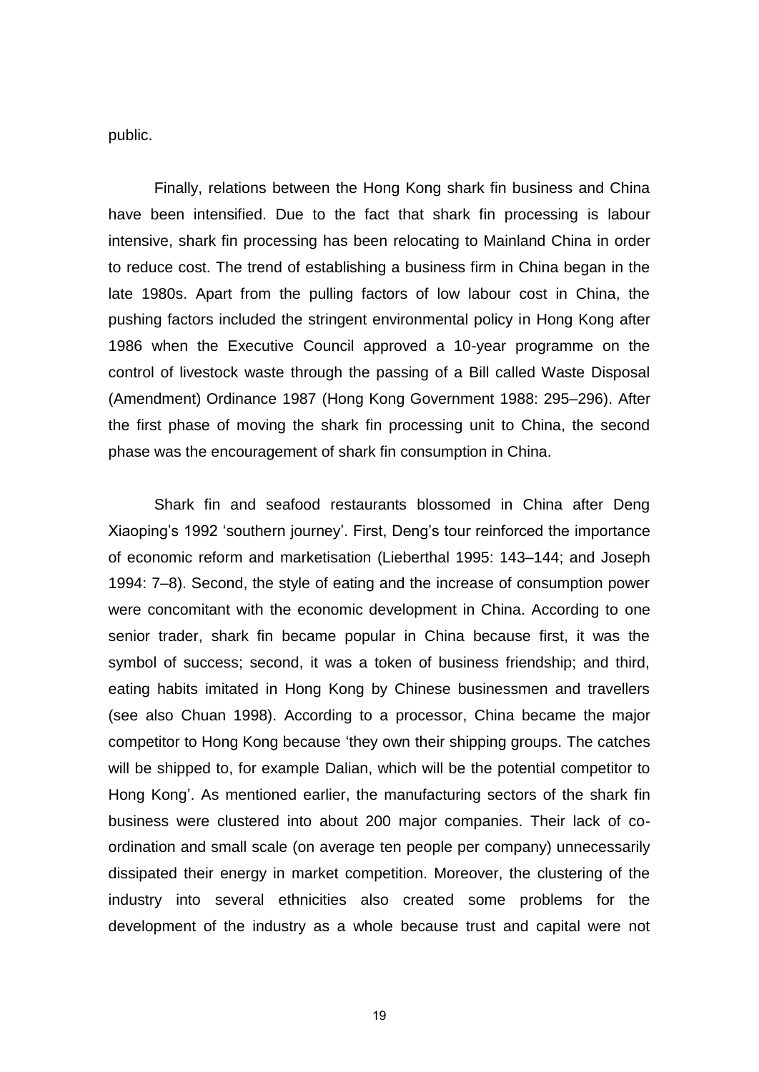public.

Finally, relations between the Hong Kong shark fin business and China have been intensified. Due to the fact that shark fin processing is labour intensive, shark fin processing has been relocating to Mainland China in order to reduce cost. The trend of establishing a business firm in China began in the late 1980s. Apart from the pulling factors of low labour cost in China, the pushing factors included the stringent environmental policy in Hong Kong after 1986 when the Executive Council approved a 10-year programme on the control of livestock waste through the passing of a Bill called Waste Disposal (Amendment) Ordinance 1987 (Hong Kong Government 1988: 295–296). After the first phase of moving the shark fin processing unit to China, the second phase was the encouragement of shark fin consumption in China.

Shark fin and seafood restaurants blossomed in China after Deng Xiaoping's 1992 'southern journey'. First, Deng's tour reinforced the importance of economic reform and marketisation (Lieberthal 1995: 143–144; and Joseph 1994: 7–8). Second, the style of eating and the increase of consumption power were concomitant with the economic development in China. According to one senior trader, shark fin became popular in China because first, it was the symbol of success; second, it was a token of business friendship; and third, eating habits imitated in Hong Kong by Chinese businessmen and travellers (see also Chuan 1998). According to a processor, China became the major competitor to Hong Kong because 'they own their shipping groups. The catches will be shipped to, for example Dalian, which will be the potential competitor to Hong Kong'. As mentioned earlier, the manufacturing sectors of the shark fin business were clustered into about 200 major companies. Their lack of co-ordination and small scale (on average ten people per company) unnecessarily dissipated their energy in market competition. Moreover, the clustering of the industry into several ethnicities also created some problems for the development of the industry as a whole because trust and capital were not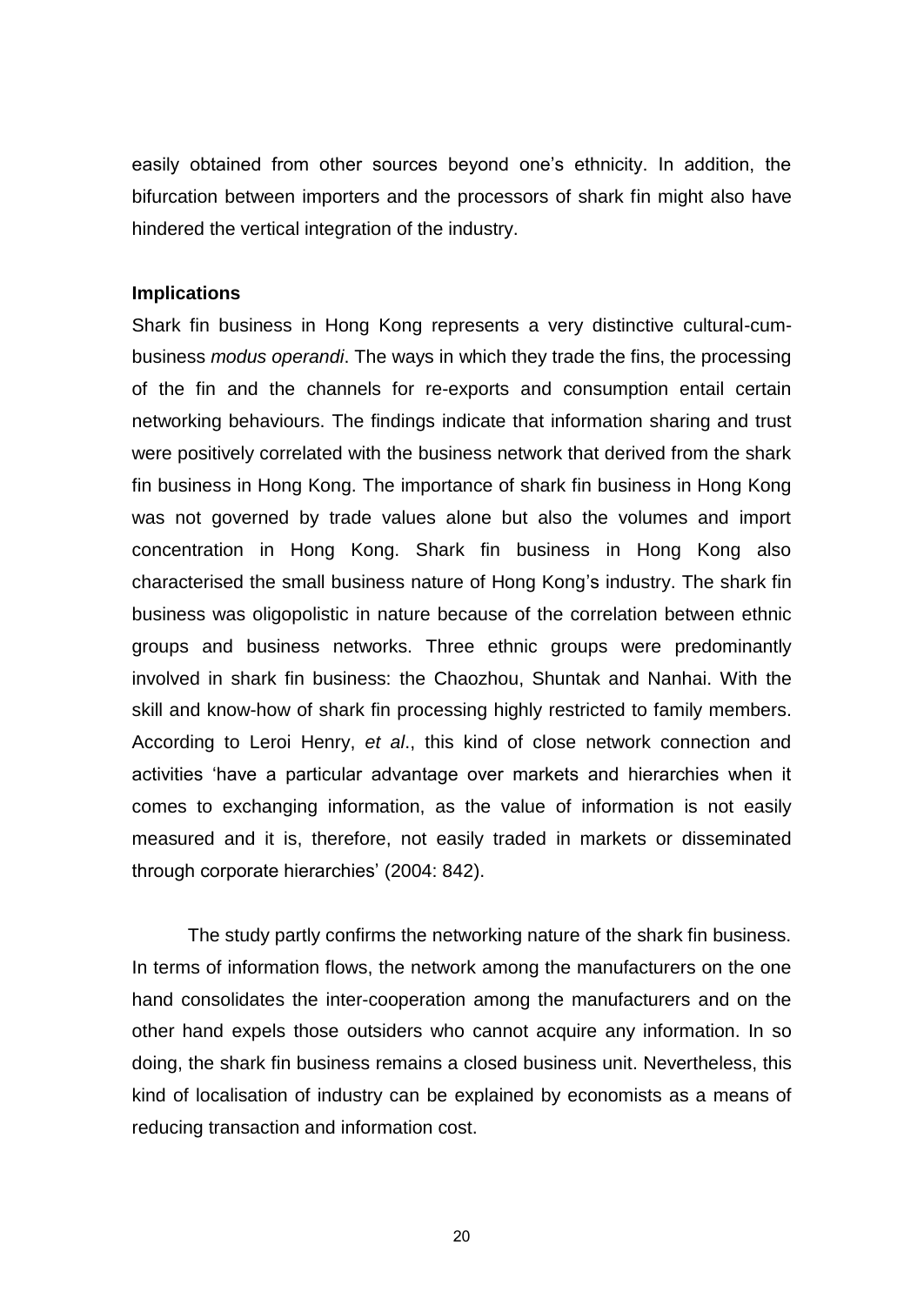easily obtained from other sources beyond one's ethnicity. In addition, the bifurcation between importers and the processors of shark fin might also have hindered the vertical integration of the industry.

**Implications**

Shark fin business in Hong Kong represents a very distinctive cultural-cum-business *modus operandi*. The ways in which they trade the fins, the processing of the fin and the channels for re-exports and consumption entail certain networking behaviours. The findings indicate that information sharing and trust were positively correlated with the business network that derived from the shark fin business in Hong Kong. The importance of shark fin business in Hong Kong was not governed by trade values alone but also the volumes and import concentration in Hong Kong. Shark fin business in Hong Kong also characterised the small business nature of Hong Kong's industry. The shark fin business was oligopolistic in nature because of the correlation between ethnic groups and business networks. Three ethnic groups were predominantly involved in shark fin business: the Chaozhou, Shuntak and Nanhai. With the skill and know-how of shark fin processing highly restricted to family members. According to Leroi Henry, *et al*., this kind of close network connection and activities 'have a particular advantage over markets and hierarchies when it comes to exchanging information, as the value of information is not easily measured and it is, therefore, not easily traded in markets or disseminated through corporate hierarchies' (2004: 842).

The study partly confirms the networking nature of the shark fin business. In terms of information flows, the network among the manufacturers on the one hand consolidates the inter-cooperation among the manufacturers and on the other hand expels those outsiders who cannot acquire any information. In so doing, the shark fin business remains a closed business unit. Nevertheless, this kind of localisation of industry can be explained by economists as a means of reducing transaction and information cost.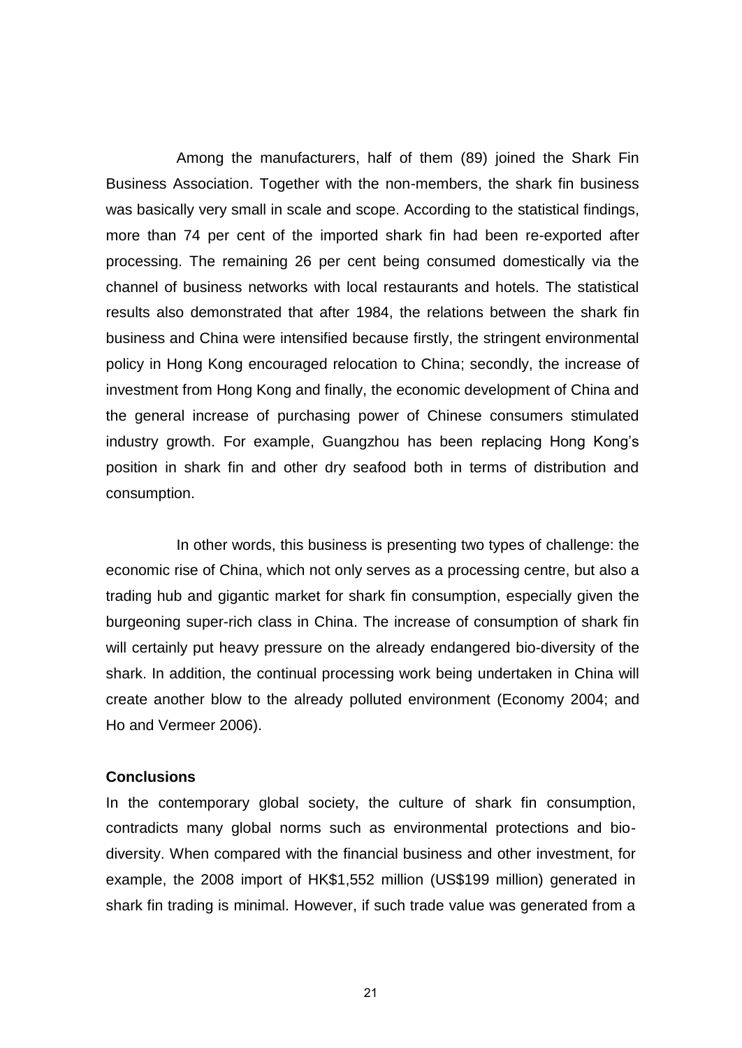Among the manufacturers, half of them (89) joined the Shark Fin Business Association. Together with the non-members, the shark fin business was basically very small in scale and scope. According to the statistical findings, more than 74 per cent of the imported shark fin had been re-exported after processing. The remaining 26 per cent being consumed domestically via the channel of business networks with local restaurants and hotels. The statistical results also demonstrated that after 1984, the relations between the shark fin business and China were intensified because firstly, the stringent environmental policy in Hong Kong encouraged relocation to China; secondly, the increase of investment from Hong Kong and finally, the economic development of China and the general increase of purchasing power of Chinese consumers stimulated industry growth. For example, Guangzhou has been replacing Hong Kong's position in shark fin and other dry seafood both in terms of distribution and consumption.

In other words, this business is presenting two types of challenge: the economic rise of China, which not only serves as a processing centre, but also a trading hub and gigantic market for shark fin consumption, especially given the burgeoning super-rich class in China. The increase of consumption of shark fin will certainly put heavy pressure on the already endangered bio-diversity of the shark. In addition, the continual processing work being undertaken in China will create another blow to the already polluted environment (Economy 2004; and Ho and Vermeer 2006).

## Conclusions

In the contemporary global society, the culture of shark fin consumption, contradicts many global norms such as environmental protections and bio-diversity. When compared with the financial business and other investment, for example, the 2008 import of HK$1,552 million (US$199 million) generated in shark fin trading is minimal. However, if such trade value was generated from a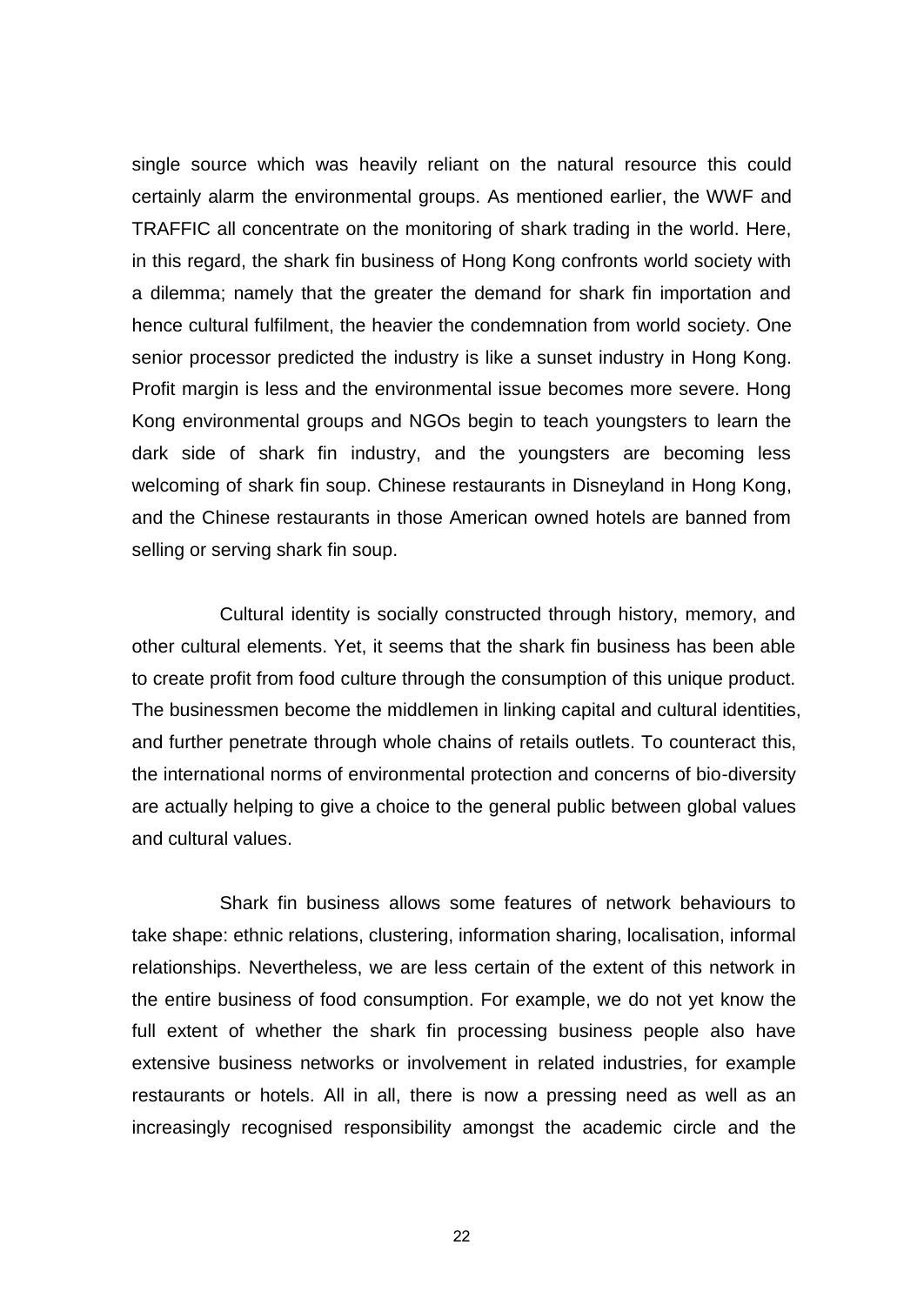single source which was heavily reliant on the natural resource this could certainly alarm the environmental groups. As mentioned earlier, the WWF and TRAFFIC all concentrate on the monitoring of shark trading in the world. Here, in this regard, the shark fin business of Hong Kong confronts world society with a dilemma; namely that the greater the demand for shark fin importation and hence cultural fulfilment, the heavier the condemnation from world society. One senior processor predicted the industry is like a sunset industry in Hong Kong. Profit margin is less and the environmental issue becomes more severe. Hong Kong environmental groups and NGOs begin to teach youngsters to learn the dark side of shark fin industry, and the youngsters are becoming less welcoming of shark fin soup. Chinese restaurants in Disneyland in Hong Kong, and the Chinese restaurants in those American owned hotels are banned from selling or serving shark fin soup.

Cultural identity is socially constructed through history, memory, and other cultural elements. Yet, it seems that the shark fin business has been able to create profit from food culture through the consumption of this unique product. The businessmen become the middlemen in linking capital and cultural identities, and further penetrate through whole chains of retails outlets. To counteract this, the international norms of environmental protection and concerns of bio-diversity are actually helping to give a choice to the general public between global values and cultural values.

Shark fin business allows some features of network behaviours to take shape: ethnic relations, clustering, information sharing, localisation, informal relationships. Nevertheless, we are less certain of the extent of this network in the entire business of food consumption. For example, we do not yet know the full extent of whether the shark fin processing business people also have extensive business networks or involvement in related industries, for example restaurants or hotels. All in all, there is now a pressing need as well as an increasingly recognised responsibility amongst the academic circle and the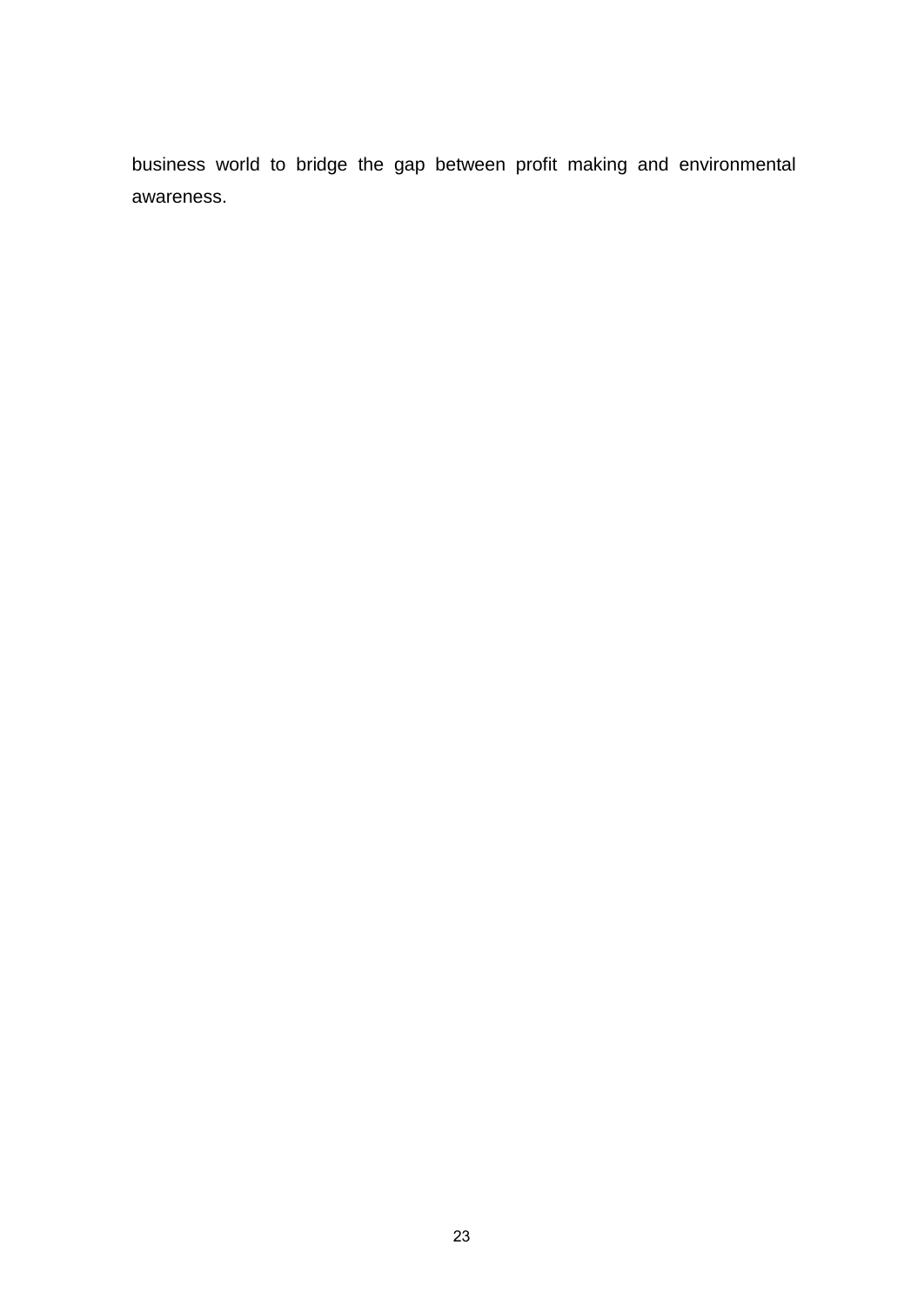business world to bridge the gap between profit making and environmental awareness.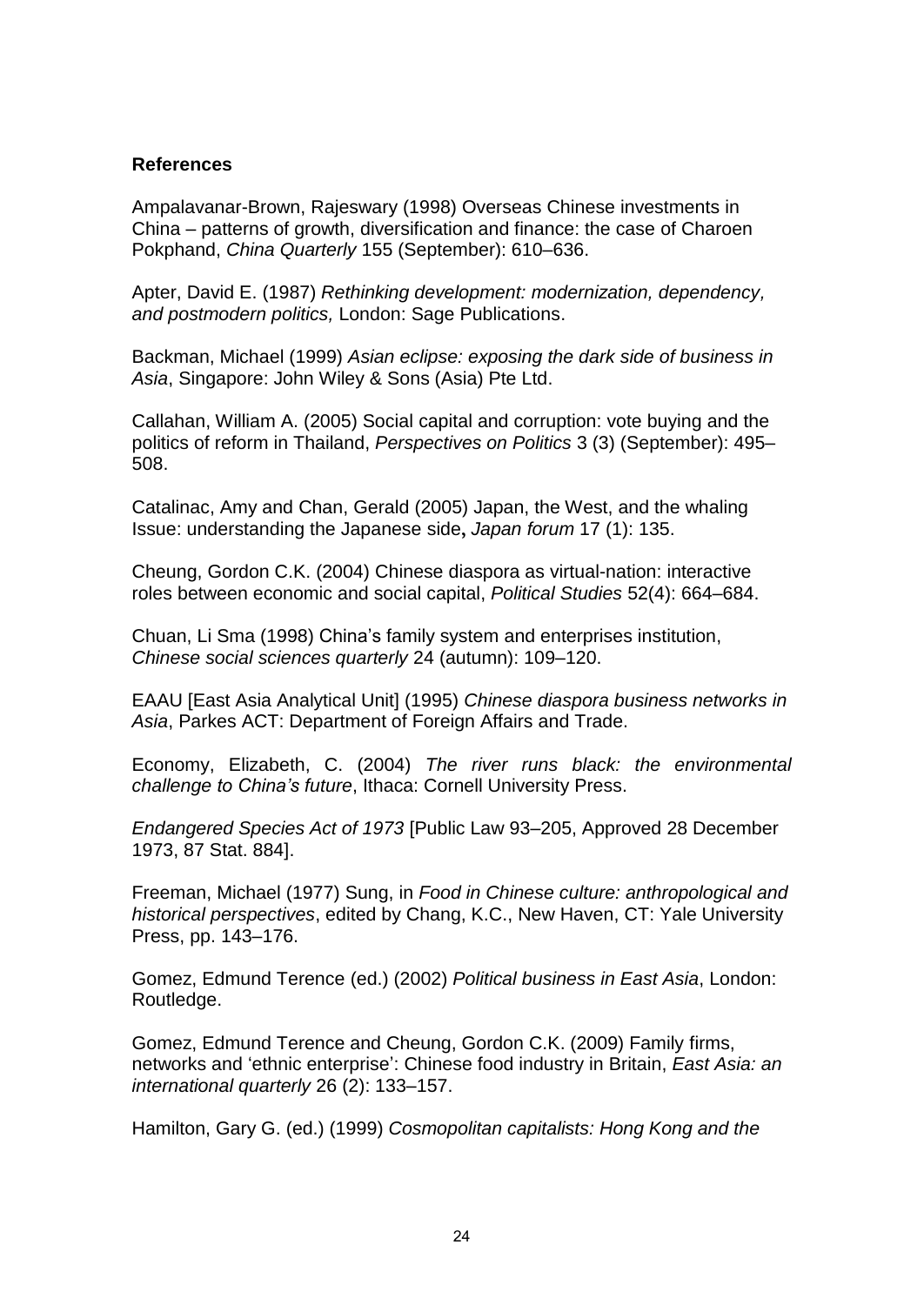**References**

Ampalavanar-Brown, Rajeswary (1998) Overseas Chinese investments in China – patterns of growth, diversification and finance: the case of Charoen Pokphand, *China Quarterly* 155 (September): 610–636.

Apter, David E. (1987) *Rethinking development: modernization, dependency, and postmodern politics,* London: Sage Publications.

Backman, Michael (1999) *Asian eclipse: exposing the dark side of business in Asia*, Singapore: John Wiley & Sons (Asia) Pte Ltd.

Callahan, William A. (2005) Social capital and corruption: vote buying and the politics of reform in Thailand, *Perspectives on Politics* 3 (3) (September): 495–508.

Catalinac, Amy and Chan, Gerald (2005) Japan, the West, and the whaling Issue: understanding the Japanese side**,** *Japan forum* 17 (1): 135.

Cheung, Gordon C.K. (2004) Chinese diaspora as virtual-nation: interactive roles between economic and social capital, *Political Studies* 52(4): 664–684.

Chuan, Li Sma (1998) China's family system and enterprises institution, *Chinese social sciences quarterly* 24 (autumn): 109–120.

EAAU [East Asia Analytical Unit] (1995) *Chinese diaspora business networks in Asia*, Parkes ACT: Department of Foreign Affairs and Trade.

Economy, Elizabeth, C. (2004) *The river runs black: the environmental challenge to China's future*, Ithaca: Cornell University Press.

*Endangered Species Act of 1973* [Public Law 93–205, Approved 28 December 1973, 87 Stat. 884].

Freeman, Michael (1977) Sung, in *Food in Chinese culture: anthropological and historical perspectives*, edited by Chang, K.C., New Haven, CT: Yale University Press, pp. 143–176.

Gomez, Edmund Terence (ed.) (2002) *Political business in East Asia*, London: Routledge.

Gomez, Edmund Terence and Cheung, Gordon C.K. (2009) Family firms, networks and 'ethnic enterprise': Chinese food industry in Britain, *East Asia: an international quarterly* 26 (2): 133–157.

Hamilton, Gary G. (ed.) (1999) *Cosmopolitan capitalists: Hong Kong and the*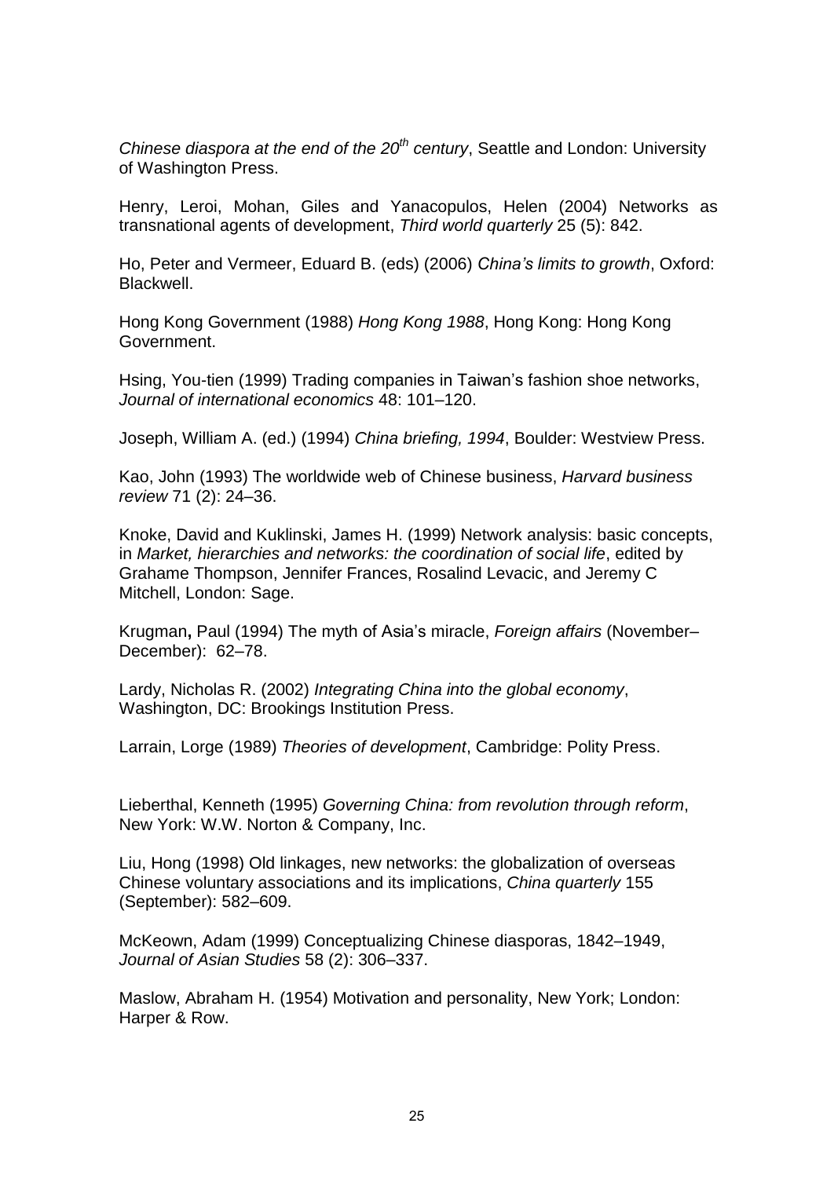*Chinese diaspora at the end of the 20th century*, Seattle and London: University of Washington Press.

Henry, Leroi, Mohan, Giles and Yanacopulos, Helen (2004) Networks as transnational agents of development, *Third world quarterly* 25 (5): 842.

Ho, Peter and Vermeer, Eduard B. (eds) (2006) *China's limits to growth*, Oxford: Blackwell.

Hong Kong Government (1988) *Hong Kong 1988*, Hong Kong: Hong Kong Government.

Hsing, You-tien (1999) Trading companies in Taiwan's fashion shoe networks, *Journal of international economics* 48: 101–120.

Joseph, William A. (ed.) (1994) *China briefing, 1994*, Boulder: Westview Press.

Kao, John (1993) The worldwide web of Chinese business, *Harvard business review* 71 (2): 24–36.

Knoke, David and Kuklinski, James H. (1999) Network analysis: basic concepts, in *Market, hierarchies and networks: the coordination of social life*, edited by Grahame Thompson, Jennifer Frances, Rosalind Levacic, and Jeremy C Mitchell, London: Sage.

Krugman**,** Paul (1994) The myth of Asia's miracle, *Foreign affairs* (November–December): 62–78.

Lardy, Nicholas R. (2002) *Integrating China into the global economy*, Washington, DC: Brookings Institution Press.

Larrain, Lorge (1989) *Theories of development*, Cambridge: Polity Press.

Lieberthal, Kenneth (1995) *Governing China: from revolution through reform*, New York: W.W. Norton & Company, Inc.

Liu, Hong (1998) Old linkages, new networks: the globalization of overseas Chinese voluntary associations and its implications, *China quarterly* 155 (September): 582–609.

McKeown, Adam (1999) Conceptualizing Chinese diasporas, 1842–1949, *Journal of Asian Studies* 58 (2): 306–337.

Maslow, Abraham H. (1954) Motivation and personality, New York; London: Harper & Row.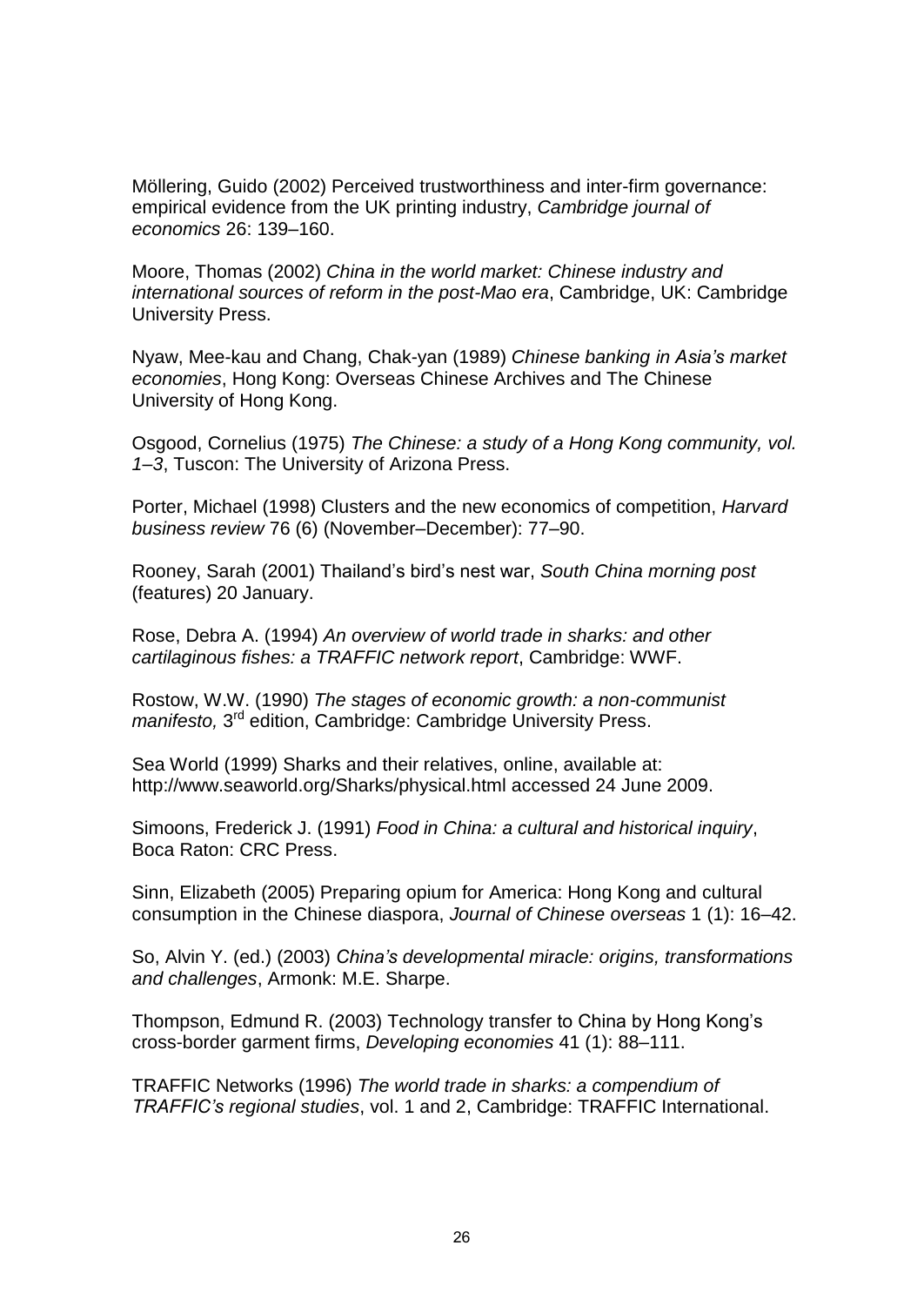Möllering, Guido (2002) Perceived trustworthiness and inter-firm governance: empirical evidence from the UK printing industry, *Cambridge journal of economics* 26: 139–160.

Moore, Thomas (2002) *China in the world market: Chinese industry and international sources of reform in the post-Mao era*, Cambridge, UK: Cambridge University Press.

Nyaw, Mee-kau and Chang, Chak-yan (1989) *Chinese banking in Asia's market economies*, Hong Kong: Overseas Chinese Archives and The Chinese University of Hong Kong.

Osgood, Cornelius (1975) *The Chinese: a study of a Hong Kong community, vol. 1–3*, Tuscon: The University of Arizona Press.

Porter, Michael (1998) Clusters and the new economics of competition, *Harvard business review* 76 (6) (November–December): 77–90.

Rooney, Sarah (2001) Thailand's bird's nest war, *South China morning post* (features) 20 January.

Rose, Debra A. (1994) *An overview of world trade in sharks: and other cartilaginous fishes: a TRAFFIC network report*, Cambridge: WWF.

Rostow, W.W. (1990) *The stages of economic growth: a non-communist manifesto,* 3rd edition, Cambridge: Cambridge University Press.

Sea World (1999) Sharks and their relatives, online, available at: http://www.seaworld.org/Sharks/physical.html accessed 24 June 2009.

Simoons, Frederick J. (1991) *Food in China: a cultural and historical inquiry*, Boca Raton: CRC Press.

Sinn, Elizabeth (2005) Preparing opium for America: Hong Kong and cultural consumption in the Chinese diaspora, *Journal of Chinese overseas* 1 (1): 16–42.

So, Alvin Y. (ed.) (2003) *China's developmental miracle: origins, transformations and challenges*, Armonk: M.E. Sharpe.

Thompson, Edmund R. (2003) Technology transfer to China by Hong Kong's cross-border garment firms, *Developing economies* 41 (1): 88–111.

TRAFFIC Networks (1996) *The world trade in sharks: a compendium of TRAFFIC's regional studies*, vol. 1 and 2, Cambridge: TRAFFIC International.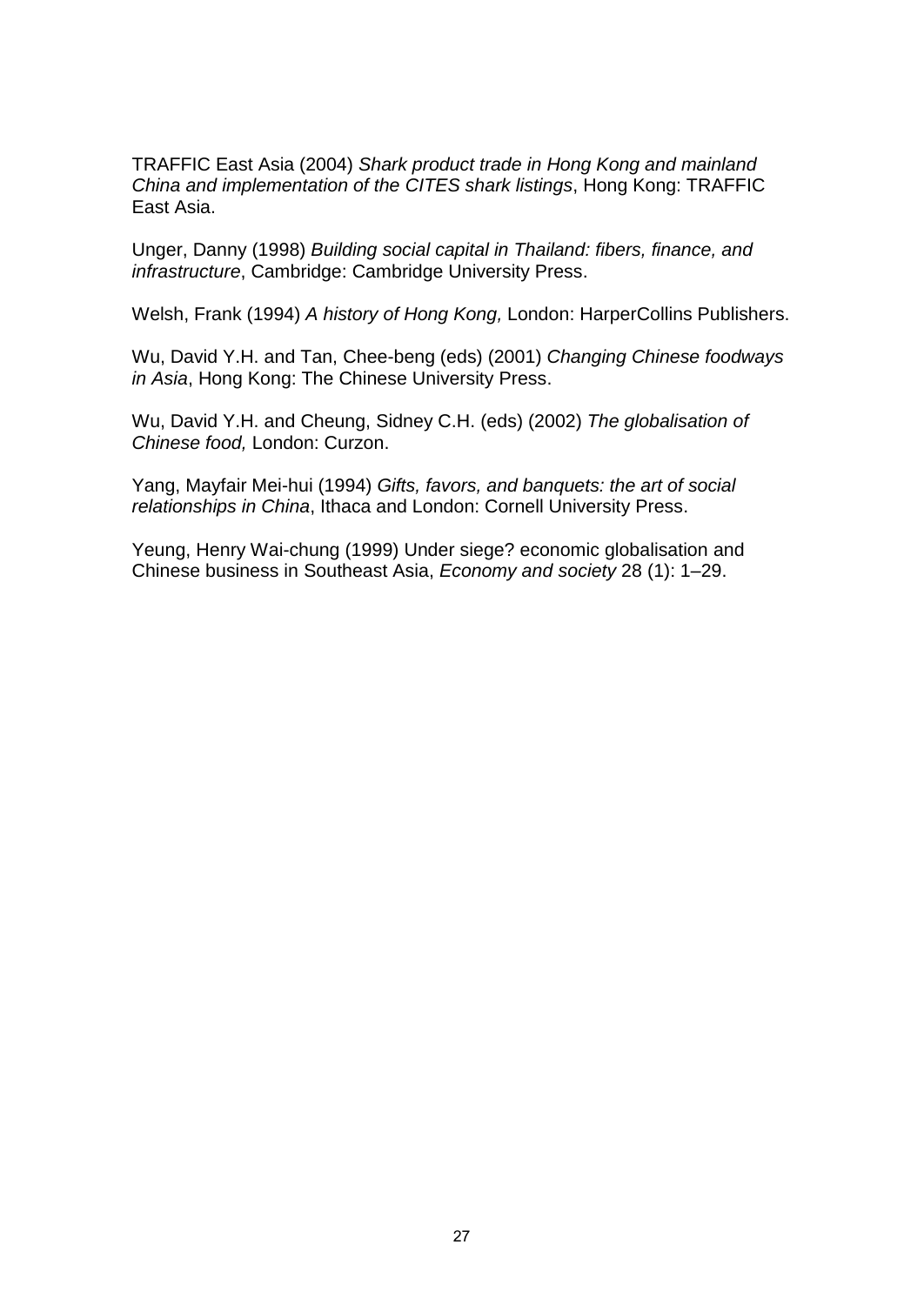TRAFFIC East Asia (2004) *Shark product trade in Hong Kong and mainland China and implementation of the CITES shark listings*, Hong Kong: TRAFFIC East Asia.

Unger, Danny (1998) *Building social capital in Thailand: fibers, finance, and infrastructure*, Cambridge: Cambridge University Press.

Welsh, Frank (1994) *A history of Hong Kong,* London: HarperCollins Publishers.

Wu, David Y.H. and Tan, Chee-beng (eds) (2001) *Changing Chinese foodways in Asia*, Hong Kong: The Chinese University Press.

Wu, David Y.H. and Cheung, Sidney C.H. (eds) (2002) *The globalisation of Chinese food,* London: Curzon.

Yang, Mayfair Mei-hui (1994) *Gifts, favors, and banquets: the art of social relationships in China*, Ithaca and London: Cornell University Press.

Yeung, Henry Wai-chung (1999) Under siege? economic globalisation and Chinese business in Southeast Asia, *Economy and society* 28 (1): 1–29.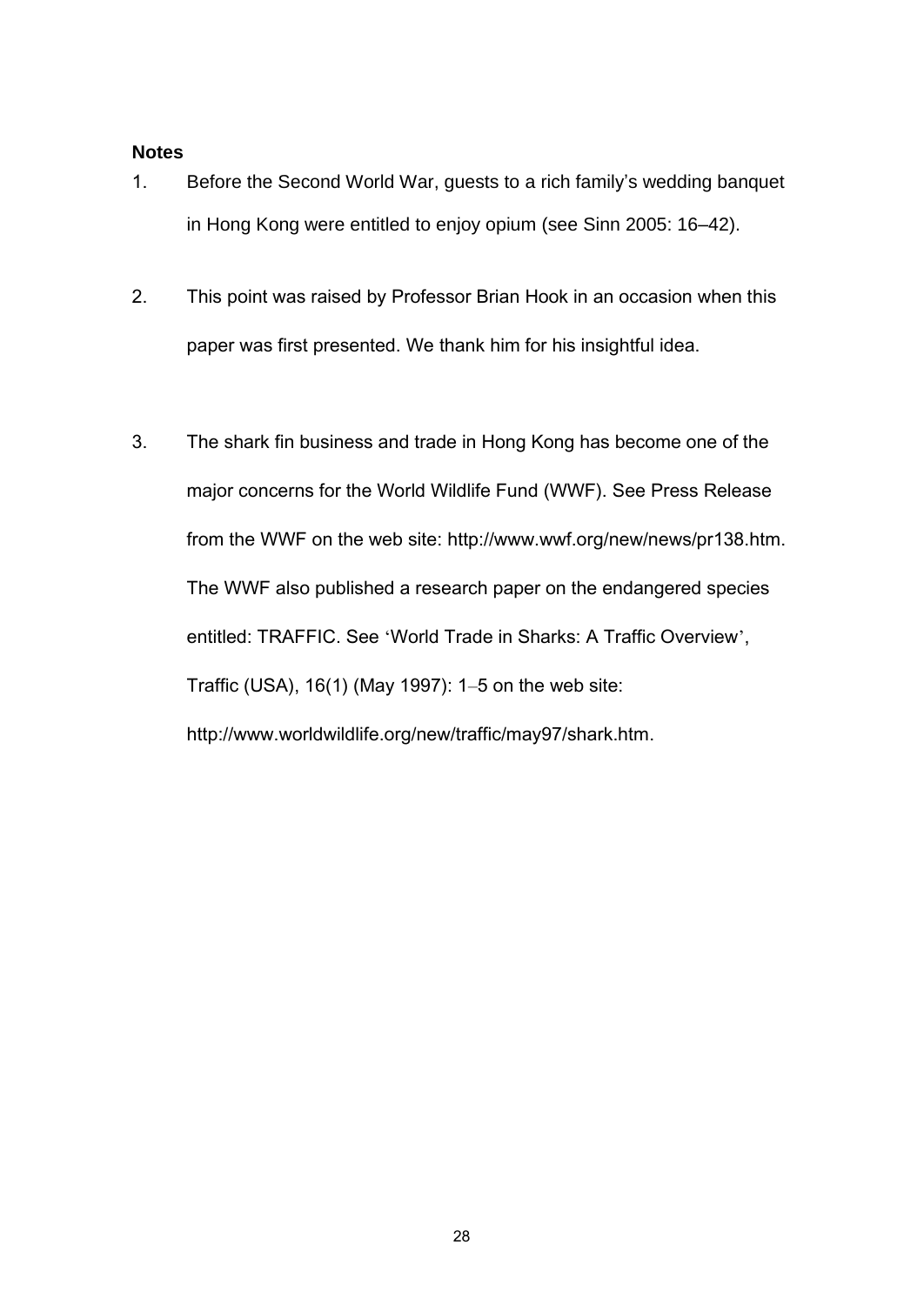**Notes**

1. Before the Second World War, guests to a rich family's wedding banquet in Hong Kong were entitled to enjoy opium (see Sinn 2005: 16–42).

2. This point was raised by Professor Brian Hook in an occasion when this paper was first presented. We thank him for his insightful idea.

3. The shark fin business and trade in Hong Kong has become one of the major concerns for the World Wildlife Fund (WWF). See Press Release from the WWF on the web site: http://www.wwf.org/new/news/pr138.htm. The WWF also published a research paper on the endangered species entitled: TRAFFIC. See 'World Trade in Sharks: A Traffic Overview', Traffic (USA), 16(1) (May 1997): 1–5 on the web site: http://www.worldwildlife.org/new/traffic/may97/shark.htm.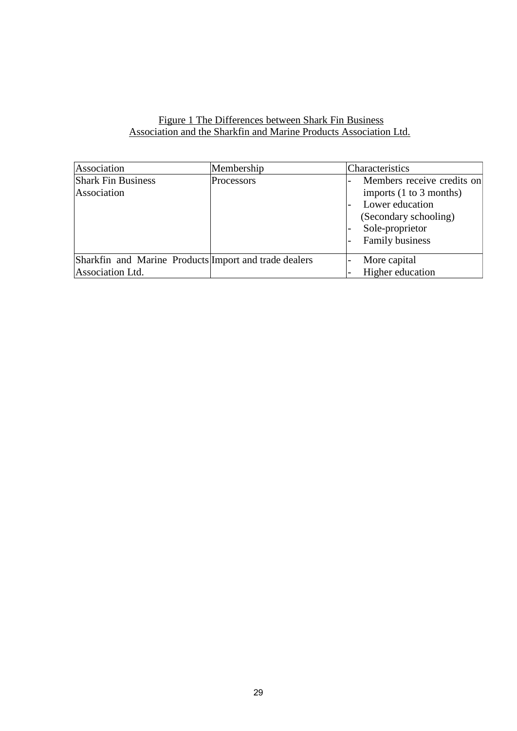Figure 1 The Differences between Shark Fin Business Association and the Sharkfin and Marine Products Association Ltd.

| Association | Membership | Characteristics |
|---|---|---|
| Shark Fin Business Association | Processors | - Members receive credits on imports (1 to 3 months)<br>- Lower education (Secondary schooling)<br>- Sole-proprietor<br>- Family business |
| Sharkfin and Marine Products Association Ltd. | Import and trade dealers | - More capital<br>- Higher education |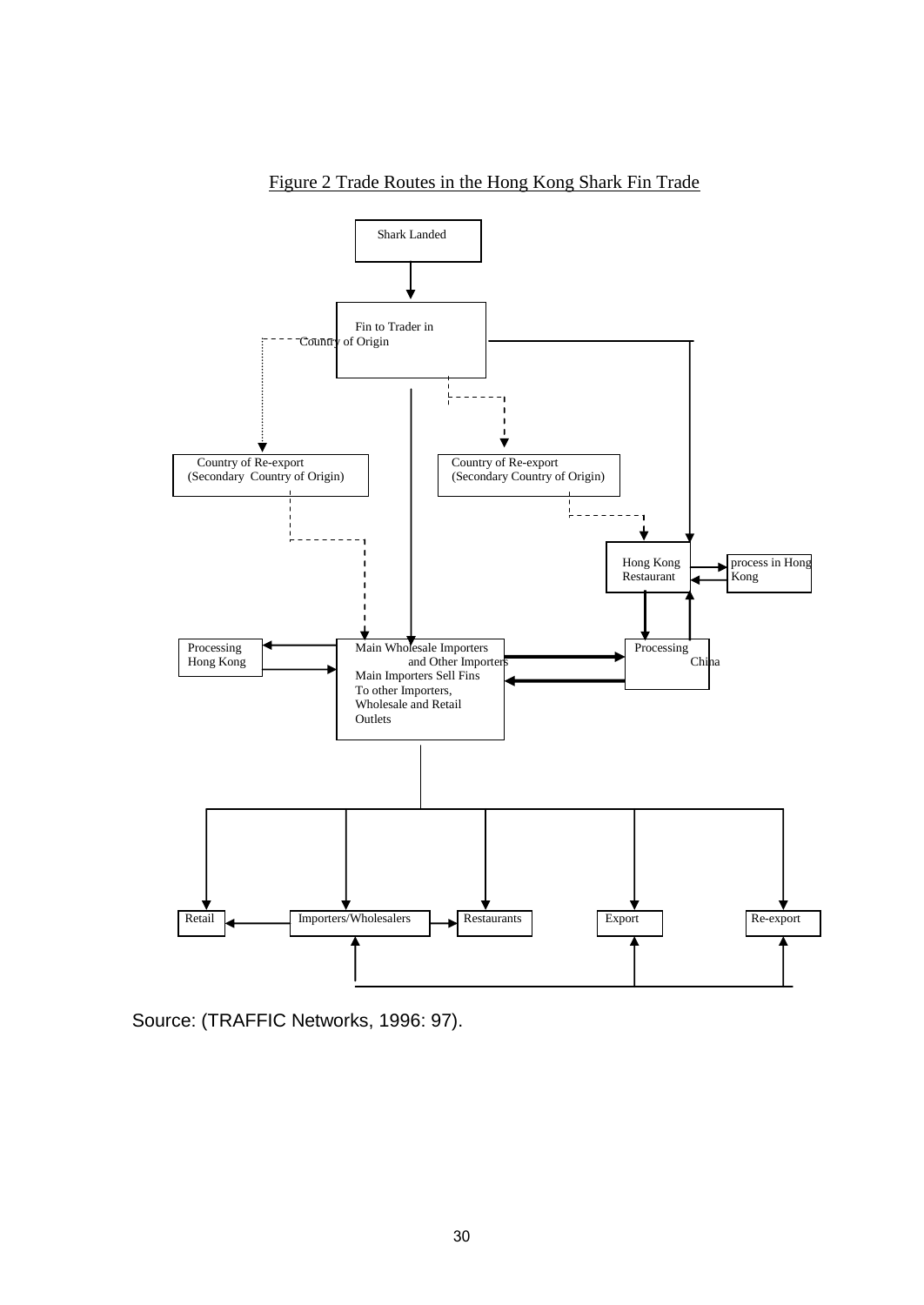Figure 2 Trade Routes in the Hong Kong Shark Fin Trade

Shark Landed

Fin to Trader in Country of Origin

Country of Re-export (Secondary Country of Origin)

Country of Re-export (Secondary Country of Origin)

Hong Kong Restaurant

process in Hong Kong

Processing Hong Kong

Main Wholesale Importers and Other Importers Main Importers Sell Fins To other Importers, Wholesale and Retail Outlets

Processing China

Retail

Importers/Wholesalers

Restaurants

Export

Re-export

Source: (TRAFFIC Networks, 1996: 97).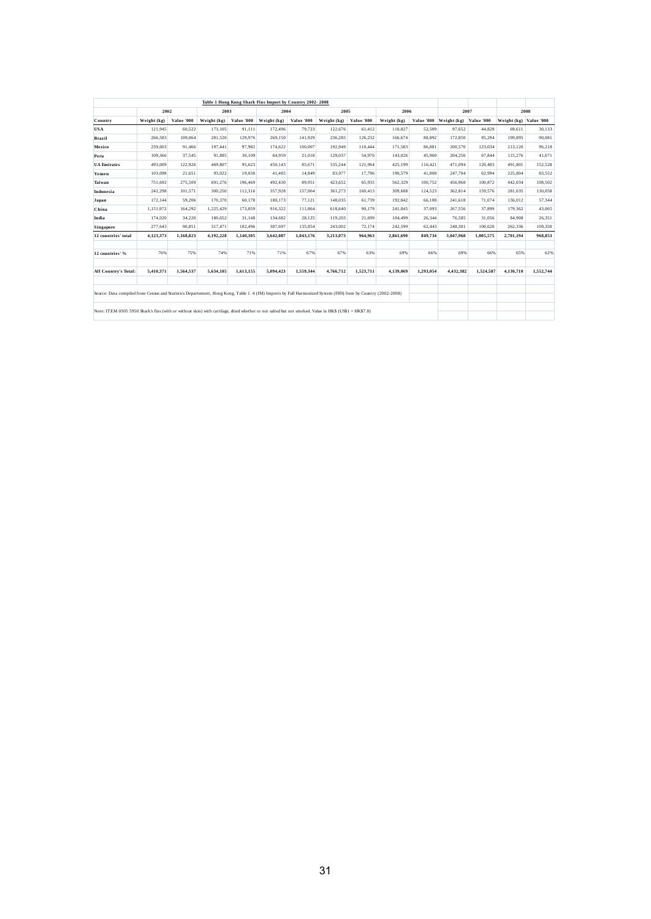**Table 1 Hong Kong Shark Fins Import by Country 2002- 2008**

| | 2002 | | 2003 | | 2004 | | 2005 | | 2006 | | 2007 | | 2008 | |
|---|---|---|---|---|---|---|---|---|---|---|---|---|---|---|
| Country | Weight (kg) | Value '000 | Weight (kg) | Value '000 | Weight (kg) | Value '000 | Weight (kg) | Value '000 | Weight (kg) | Value '000 | Weight (kg) | Value '000 | Weight (kg) | Value '000 |
| USA | 121,945 | 60,522 | 173,105 | 91,111 | 172,496 | 79,723 | 122,676 | 61,412 | 110,827 | 52,509 | 97,652 | 44,829 | 69,611 | 30,133 |
| Brazil | 266,583 | 109,064 | 281,520 | 129,976 | 269,150 | 141,929 | 236,285 | 126,232 | 166,674 | 88,892 | 172,850 | 85,294 | 199,895 | 90,081 |
| Mexico | 259,603 | 91,466 | 197,441 | 97,982 | 174,622 | 100,007 | 192,949 | 110,444 | 171,583 | 86,881 | 200,570 | 123,034 | 213,120 | 96,218 |
| Peru | 109,366 | 37,545 | 91,885 | 30,109 | 64,959 | 21,018 | 129,037 | 54,976 | 143,026 | 45,960 | 204,256 | 67,844 | 115,276 | 41,671 |
| UA Emirates | 493,009 | 122,926 | 469,807 | 95,623 | 450,143 | 85,671 | 535,244 | 121,964 | 425,199 | 116,421 | 471,094 | 120,483 | 491,801 | 152,528 |
| Yemen | 103,098 | 21,651 | 93,022 | 19,038 | 41,485 | 14,849 | 83,077 | 17,796 | 190,579 | 41,808 | 247,704 | 62,994 | 225,804 | 83,552 |
| Taiwan | 751,692 | 275,509 | 691,276 | 196,469 | 492,430 | 89,951 | 423,652 | 65,935 | 562,329 | 100,752 | 456,968 | 100,872 | 442,034 | 108,502 |
| Indonesia | 242,298 | 101,571 | 300,250 | 112,316 | 357,928 | 157,064 | 361,273 | 160,413 | 309,688 | 124,523 | 362,814 | 159,576 | 281,035 | 130,058 |
| Japan | 172,144 | 59,206 | 170,370 | 60,178 | 180,173 | 77,121 | 148,035 | 61,739 | 192,842 | 66,108 | 241,618 | 71,074 | 136,012 | 57,344 |
| China | 1,151,972 | 164,292 | 1,225,429 | 173,859 | 916,322 | 111,864 | 618,640 | 90,179 | 241,845 | 37,093 | 267,556 | 37,899 | 179,362 | 43,065 |
| India | 174,020 | 34,220 | 180,652 | 31,148 | 134,682 | 28,125 | 119,203 | 21,699 | 104,499 | 26,344 | 76,585 | 31,056 | 84,908 | 26,351 |
| Singapore | 277,643 | 90,851 | 317,471 | 102,496 | 387,697 | 135,854 | 243,002 | 72,174 | 242,599 | 62,443 | 248,301 | 100,620 | 262,336 | 109,350 |
| **12 countries' total** | **4,123,373** | **1,168,823** | **4,192,228** | **1,140,305** | **3,642,087** | **1,043,176** | **3,213,073** | **964,963** | **2,861,690** | **849,734** | **3,047,968** | **1,005,575** | **2,701,194** | **968,853** |
| **12 countries' %** | 76% | 75% | 74% | 71% | 71% | 67% | 67% | 63% | 69% | 66% | 69% | 66% | 65% | 62% |
| **All Country's Total:** | **5,410,371** | **1,564,537** | **5,634,105** | **1,613,155** | **5,094,423** | **1,559,344** | **4,766,712** | **1,523,711** | **4,139,069** | **1,293,054** | **4,432,382** | **1,524,587** | **4,130,710** | **1,552,744** |

Source: Data compiled from Census and Statistics Departement, Hong Kong, Table 1. 4 (IM) Imports by Full Harmonized System (FHS) Item by Country (2002-2008)

Note: ITEM 0305 5950 Shark's fins (with or without skin) with cartilage, dried whether or not salted but not smoked. Value in HK$ (US$1 = HK$7.8)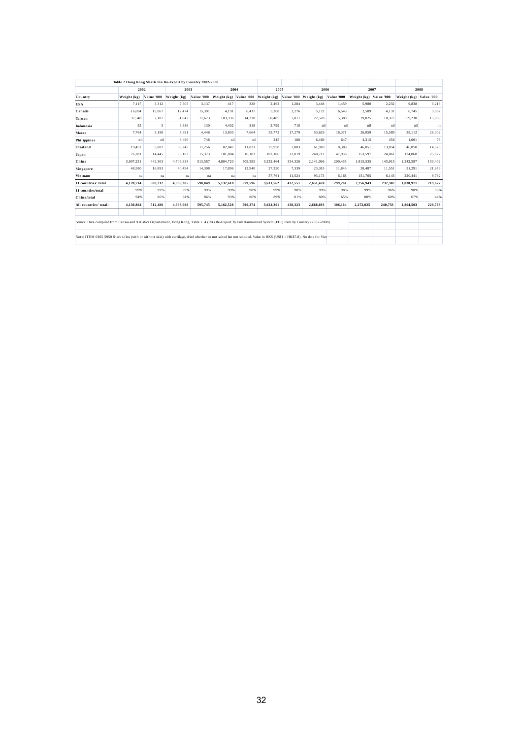**Table 2 Hong Kong Shark Fin Re-Export by Country 2002-2008**

| | 2002 | | 2003 | | 2004 | | 2005 | | 2006 | | 2007 | | 2008 | |
|---|---|---|---|---|---|---|---|---|---|---|---|---|---|---|
| **Country** | **Weight (kg)** | **Value '000** | **Weight (kg)** | **Value '000** | **Weight (kg)** | **Value '000** | **Weight (kg)** | **Value '000** | **Weight (kg)** | **Value '000** | **Weight (kg)** | **Value '000** | **Weight (kg)** | **Value '000** |
| **USA** | 7,117 | 3,312 | 7,605 | 3,137 | 417 | 328 | 2,462 | 1,284 | 3,448 | 1,459 | 5,980 | 2,232 | 9,838 | 3,213 |
| **Canada** | 16,694 | 15,067 | 12,474 | 15,391 | 4,191 | 6,417 | 5,268 | 2,276 | 5,122 | 6,543 | 2,589 | 4,131 | 6,745 | 3,087 |
| **Taiwan** | 37,540 | 7,187 | 51,843 | 11,673 | 103,336 | 14,330 | 50,485 | 7,811 | 22,528 | 5,388 | 29,025 | 10,377 | 59,238 | 15,089 |
| **Indonesia** | 55 | 5 | 6,336 | 130 | 4,402 | 318 | 3,799 | 710 | nil | nil | nil | nil | nil | nil |
| **Macao** | 7,764 | 3,198 | 7,891 | 4,446 | 13,805 | 7,664 | 53,772 | 17,279 | 53,629 | 16,371 | 26,859 | 15,589 | 38,112 | 26,002 |
| **Philippines** | nil | nil | 3,480 | 748 | nil | nil | 245 | 180 | 6,469 | 647 | 4,315 | 456 | 1,001 | 78 |
| **Thailand** | 19,452 | 5,802 | 63,245 | 11,256 | 82,047 | 11,821 | 75,950 | 7,803 | 61,910 | 8,389 | 46,851 | 13,854 | 46,850 | 14,373 |
| **Japan** | 76,281 | 14,445 | 80,183 | 15,373 | 101,804 | 16,183 | 102,106 | 22,019 | 240,712 | 41,986 | 153,597 | 24,061 | 174,868 | 25,972 |
| **China** | 3,907,231 | 442,303 | 4,706,834 | 513,587 | 4,804,720 | 509,595 | 3,232,464 | 354,326 | 2,141,096 | 200,465 | 1,815,535 | 143,913 | 1,242,587 | 100,402 |
| **Singapore** | 48,580 | 16,893 | 40,494 | 14,308 | 17,896 | 12,940 | 27,250 | 7,339 | 23,383 | 11,845 | 20,487 | 11,551 | 31,291 | 21,679 |
| **Vietnam** | na | na | na | na | na | na | 57,761 | 11,524 | 93,173 | 6,168 | 151,705 | 6,143 | 220,441 | 9,782 |
| **11 countries' total** | **4,120,714** | **508,212** | **4,980,385** | **590,049** | **5,132,618** | **579,596** | **3,611,562** | **432,551** | **2,651,470** | **299,261** | **2,256,943** | **232,307** | **1,830,971** | **219,677** |
| **11 counties/total** | 99% | 99% | 99% | 99% | 99% | 98% | 99% | 98% | 99% | 98% | 99% | 96% | 98% | 96% |
| **China/total** | 94% | 86% | 94% | 86% | 93% | 86% | 89% | 81% | 80% | 65% | 80% | 60% | 67% | 44% |
| **All countries' total:** | **4,130,864** | **512,480** | **4,993,698** | **595,745** | **5,162,528** | **590,274** | **3,624,361** | **438,323** | **2,668,693** | **306,164** | **2,272,025** | **240,733** | **1,864,503** | **228,763** |

Source: Data compiled from Census and Statistics Departement, Hong Kong. Table 1. 4 (RX) Re-Export by Full Harmonized System (FHS) Item by Country (2002-2008)

Note: ITEM 0305 5950 Shark's fins (with or without skin) with cartilage, dried whether or not salted but not smoked. Value in HK$ (US$1 = HK$7.8). No data for Viet